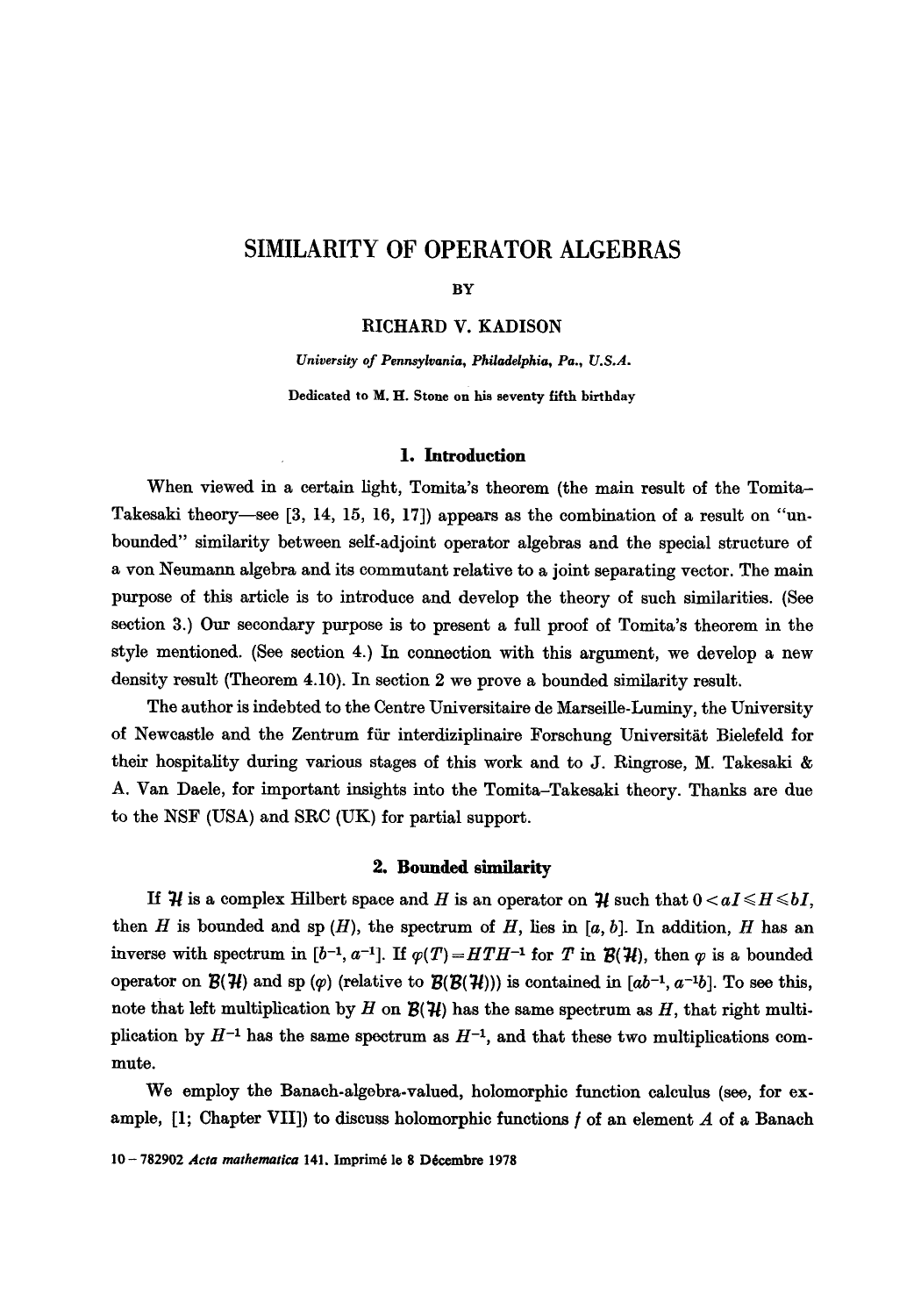# SIMILARITY OF OPERATOR ALGEBRAS

BY

RICHARD V. KADISON

*University of Pennsylvania, Philadelphia, Pa., U.S.A.*

Dedicated to M. H. Stone on his seventy fifth birthday

## 1. Introduction

When viewed in a certain light, Tomita's theorem (the main result of the Tomita–Takesaki theory—see [3, 14, 15, 16, 17]) appears as the combination of a result on "unbounded" similarity between self-adjoint operator algebras and the special structure of a von Neumann algebra and its commutant relative to a joint separating vector. The main purpose of this article is to introduce and develop the theory of such similarities. (See section 3.) Our secondary purpose is to present a full proof of Tomita's theorem in the style mentioned. (See section 4.) In connection with this argument, we develop a new density result (Theorem 4.10). In section 2 we prove a bounded similarity result.

The author is indebted to the Centre Universitaire de Marseille-Luminy, the University of Newcastle and the Zentrum für interdiziplinaire Forschung Universität Bielefeld for their hospitality during various stages of this work and to J. Ringrose, M. Takesaki & A. Van Daele, for important insights into the Tomita–Takesaki theory. Thanks are due to the NSF (USA) and SRC (UK) for partial support.

## 2. Bounded similarity

If $\mathcal{H}$ is a complex Hilbert space and $H$ is an operator on $\mathcal{H}$ such that $0 < aI \leqslant H \leqslant bI$, then $H$ is bounded and sp $(H)$, the spectrum of $H$, lies in $[a, b]$. In addition, $H$ has an inverse with spectrum in $[b^{-1}, a^{-1}]$. If $\varphi(T) = HTH^{-1}$ for $T$ in $\mathcal{B}(\mathcal{H})$, then $\varphi$ is a bounded operator on $\mathcal{B}(\mathcal{H})$ and sp $(\varphi)$ (relative to $\mathcal{B}(\mathcal{B}(\mathcal{H}))$) is contained in $[ab^{-1}, a^{-1}b]$. To see this, note that left multiplication by $H$ on $\mathcal{B}(\mathcal{H})$ has the same spectrum as $H$, that right multiplication by $H^{-1}$ has the same spectrum as $H^{-1}$, and that these two multiplications commute.

We employ the Banach-algebra-valued, holomorphic function calculus (see, for example, [1; Chapter VII]) to discuss holomorphic functions $f$ of an element $A$ of a Banach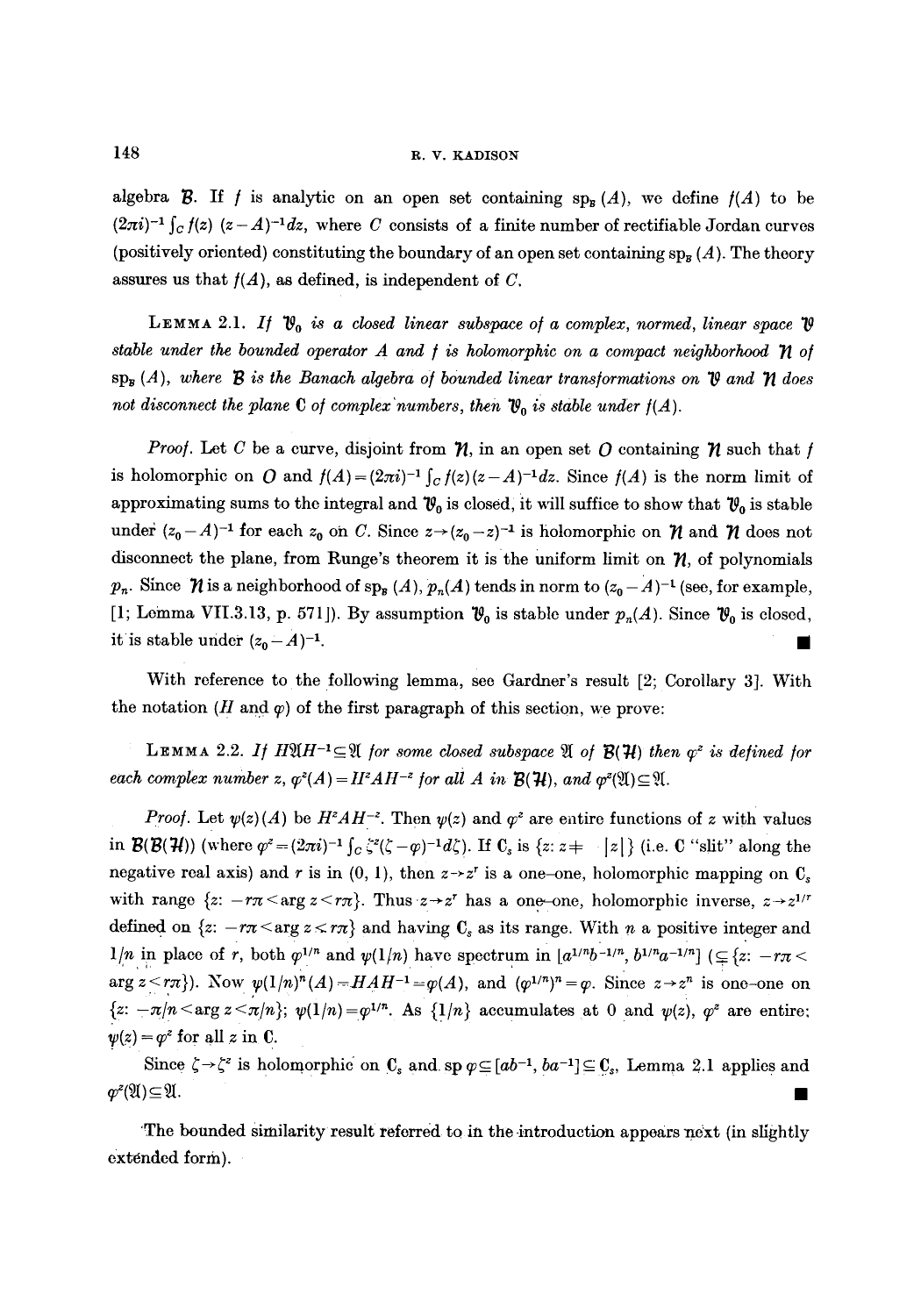algebra $\mathcal{B}$. If $f$ is analytic on an open set containing $\mathrm{sp}_{\mathcal{B}}(A)$, we define $f(A)$ to be $(2\pi i)^{-1}\int_C f(z)\,(z-A)^{-1}dz$, where $C$ consists of a finite number of rectifiable Jordan curves (positively oriented) constituting the boundary of an open set containing $\mathrm{sp}_{\mathcal{B}}(A)$. The theory assures us that $f(A)$, as defined, is independent of $C$.

LEMMA 2.1. *If $\mathcal{V}_0$ is a closed linear subspace of a complex, normed, linear space $\mathcal{V}$ stable under the bounded operator $A$ and $f$ is holomorphic on a compact neighborhood $\mathcal{N}$ of $\mathrm{sp}_{\mathcal{B}}(A)$, where $\mathcal{B}$ is the Banach algebra of bounded linear transformations on $\mathcal{V}$ and $\mathcal{N}$ does not disconnect the plane $\mathbf{C}$ of complex numbers, then $\mathcal{V}_0$ is stable under $f(A)$.*

*Proof.* Let $C$ be a curve, disjoint from $\mathcal{N}$, in an open set $\mathcal{O}$ containing $\mathcal{N}$ such that $f$ is holomorphic on $\mathcal{O}$ and $f(A)=(2\pi i)^{-1}\int_C f(z)(z-A)^{-1}dz$. Since $f(A)$ is the norm limit of approximating sums to the integral and $\mathcal{V}_0$ is closed, it will suffice to show that $\mathcal{V}_0$ is stable under $(z_0-A)^{-1}$ for each $z_0$ on $C$. Since $z\to(z_0-z)^{-1}$ is holomorphic on $\mathcal{N}$ and $\mathcal{N}$ does not disconnect the plane, from Runge's theorem it is the uniform limit on $\mathcal{N}$, of polynomials $p_n$. Since $\mathcal{N}$ is a neighborhood of $\mathrm{sp}_{\mathcal{B}}(A)$, $p_n(A)$ tends in norm to $(z_0-A)^{-1}$ (see, for example, [1; Lemma VII.3.13, p. 571]). By assumption $\mathcal{V}_0$ is stable under $p_n(A)$. Since $\mathcal{V}_0$ is closed, it is stable under $(z_0-A)^{-1}$. ∎

With reference to the following lemma, see Gardner's result [2; Corollary 3]. With the notation ($H$ and $\varphi$) of the first paragraph of this section, we prove:

LEMMA 2.2. *If $H\mathfrak{A}H^{-1}\subseteq\mathfrak{A}$ for some closed subspace $\mathfrak{A}$ of $\mathcal{B}(\mathcal{H})$ then $\varphi^z$ is defined for each complex number $z$, $\varphi^z(A)=H^zAH^{-z}$ for all $A$ in $\mathcal{B}(\mathcal{H})$, and $\varphi^z(\mathfrak{A})\subseteq\mathfrak{A}$.*

*Proof.* Let $\psi(z)(A)$ be $H^zAH^{-z}$. Then $\psi(z)$ and $\varphi^z$ are entire functions of $z$ with values in $\mathcal{B}(\mathcal{B}(\mathcal{H}))$ (where $\varphi^z=(2\pi i)^{-1}\int_C\zeta^z(\zeta-\varphi)^{-1}d\zeta$). If $\mathbf{C}_s$ is $\{z\colon z\neq -|z|\}$ (i.e. $\mathbf{C}$ "slit" along the negative real axis) and $r$ is in $(0,1)$, then $z\to z^r$ is a one-one, holomorphic mapping on $\mathbf{C}_s$ with range $\{z\colon -r\pi<\arg z<r\pi\}$. Thus $z\to z^r$ has a one-one, holomorphic inverse, $z\to z^{1/r}$ defined on $\{z\colon -r\pi<\arg z<r\pi\}$ and having $\mathbf{C}_s$ as its range. With $n$ a positive integer and $1/n$ in place of $r$, both $\varphi^{1/n}$ and $\psi(1/n)$ have spectrum in $[a^{1/n}b^{-1/n}, b^{1/n}a^{-1/n}]$ ($\subseteq\{z\colon -r\pi<\arg z<r\pi\}$). Now $\psi(1/n)^n(A)=HAH^{-1}=\varphi(A)$, and $(\varphi^{1/n})^n=\varphi$. Since $z\to z^n$ is one-one on $\{z\colon -\pi/n<\arg z<\pi/n\}$; $\psi(1/n)=\varphi^{1/n}$. As $\{1/n\}$ accumulates at 0 and $\psi(z)$, $\varphi^z$ are entire; $\psi(z)=\varphi^z$ for all $z$ in $\mathbf{C}$.

Since $\zeta\to\zeta^z$ is holomorphic on $\mathbf{C}_s$ and $\mathrm{sp}\,\varphi\subseteq[ab^{-1},ba^{-1}]\subseteq\mathbf{C}_s$, Lemma 2.1 applies and $\varphi^z(\mathfrak{A})\subseteq\mathfrak{A}$. ∎

The bounded similarity result referred to in the introduction appears next (in slightly extended form).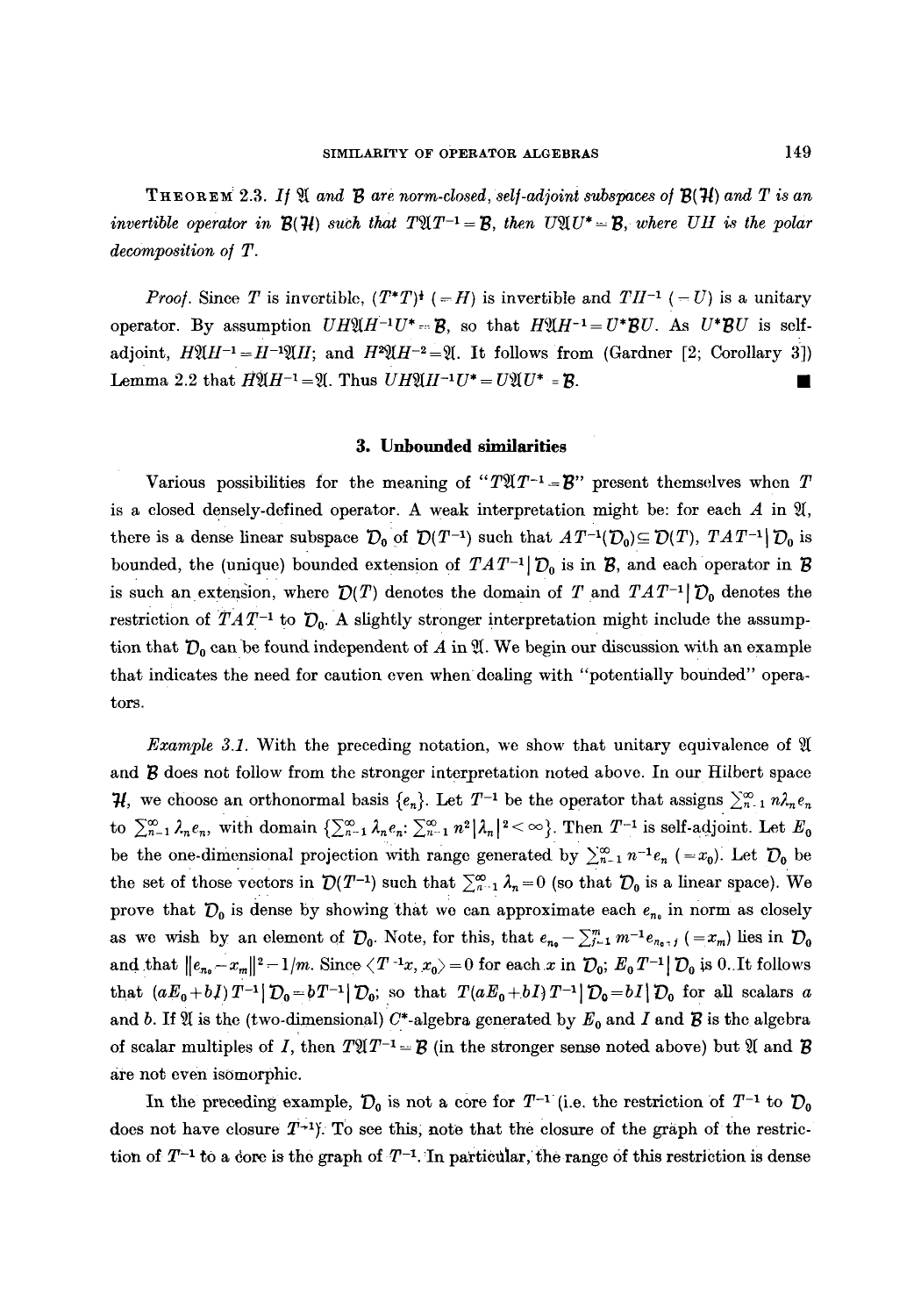**Theorem 2.3.** *If $\mathfrak{A}$ and $\mathcal{B}$ are norm-closed, self-adjoint subspaces of $\mathcal{B}(\mathcal{H})$ and $T$ is an invertible operator in $\mathcal{B}(\mathcal{H})$ such that $T\mathfrak{A}T^{-1} = \mathcal{B}$, then $U\mathfrak{A}U^* = \mathcal{B}$, where $UH$ is the polar decomposition of $T$.*

*Proof.* Since $T$ is invertible, $(T^*T)^{\frac{1}{2}}$ $(=H)$ is invertible and $TH^{-1}$ $(=U)$ is a unitary operator. By assumption $UH\mathfrak{A}H^{-1}U^* = \mathcal{B}$, so that $H\mathfrak{A}H^{-1} = U^*\mathcal{B}U$. As $U^*\mathcal{B}U$ is self-adjoint, $H\mathfrak{A}H^{-1} = H^{-1}\mathfrak{A}H$; and $H^2\mathfrak{A}H^{-2} = \mathfrak{A}$. It follows from (Gardner [2; Corollary 3]) Lemma 2.2 that $H\mathfrak{A}H^{-1} = \mathfrak{A}$. Thus $UH\mathfrak{A}H^{-1}U^* = U\mathfrak{A}U^* = \mathcal{B}$. ∎

## 3. Unbounded similarities

Various possibilities for the meaning of "$T\mathfrak{A}T^{-1} = \mathcal{B}$" present themselves when $T$ is a closed densely-defined operator. A weak interpretation might be: for each $A$ in $\mathfrak{A}$, there is a dense linear subspace $\mathcal{D}_0$ of $\mathcal{D}(T^{-1})$ such that $AT^{-1}(\mathcal{D}_0) \subseteq \mathcal{D}(T)$, $TAT^{-1}|\mathcal{D}_0$ is bounded, the (unique) bounded extension of $TAT^{-1}|\mathcal{D}_0$ is in $\mathcal{B}$, and each operator in $\mathcal{B}$ is such an extension, where $\mathcal{D}(T)$ denotes the domain of $T$ and $TAT^{-1}|\mathcal{D}_0$ denotes the restriction of $TAT^{-1}$ to $\mathcal{D}_0$. A slightly stronger interpretation might include the assumption that $\mathcal{D}_0$ can be found independent of $A$ in $\mathfrak{A}$. We begin our discussion with an example that indicates the need for caution even when dealing with "potentially bounded" operators.

*Example 3.1.* With the preceding notation, we show that unitary equivalence of $\mathfrak{A}$ and $\mathcal{B}$ does not follow from the stronger interpretation noted above. In our Hilbert space $\mathcal{H}$, we choose an orthonormal basis $\{e_n\}$. Let $T^{-1}$ be the operator that assigns $\sum_{n=1}^{\infty} n\lambda_n e_n$ to $\sum_{n=1}^{\infty} \lambda_n e_n$, with domain $\{\sum_{n=1}^{\infty} \lambda_n e_n : \sum_{n=1}^{\infty} n^2|\lambda_n|^2 < \infty\}$. Then $T^{-1}$ is self-adjoint. Let $E_0$ be the one-dimensional projection with range generated by $\sum_{n=1}^{\infty} n^{-1}e_n$ $(=x_0)$. Let $\mathcal{D}_0$ be the set of those vectors in $\mathcal{D}(T^{-1})$ such that $\sum_{n=1}^{\infty} \lambda_n = 0$ (so that $\mathcal{D}_0$ is a linear space). We prove that $\mathcal{D}_0$ is dense by showing that we can approximate each $e_{n_0}$ in norm as closely as we wish by an element of $\mathcal{D}_0$. Note, for this, that $e_{n_0} - \sum_{j=1}^{m} m^{-1}e_{n_0+j}$ $(=x_m)$ lies in $\mathcal{D}_0$ and that $\|e_{n_0} - x_m\|^2 = 1/m$. Since $\langle T^{-1}x, x_0\rangle = 0$ for each $x$ in $\mathcal{D}_0$; $E_0T^{-1}|\mathcal{D}_0$ is 0. It follows that $(aE_0 + bI)T^{-1}|\mathcal{D}_0 = bT^{-1}|\mathcal{D}_0$; so that $T(aE_0 + bI)T^{-1}|\mathcal{D}_0 = bI|\mathcal{D}_0$ for all scalars $a$ and $b$. If $\mathfrak{A}$ is the (two-dimensional) $C^*$-algebra generated by $E_0$ and $I$ and $\mathcal{B}$ is the algebra of scalar multiples of $I$, then $T\mathfrak{A}T^{-1} = \mathcal{B}$ (in the stronger sense noted above) but $\mathfrak{A}$ and $\mathcal{B}$ are not even isomorphic.

In the preceding example, $\mathcal{D}_0$ is not a core for $T^{-1}$ (i.e. the restriction of $T^{-1}$ to $\mathcal{D}_0$ does not have closure $T^{-1}$). To see this, note that the closure of the graph of the restriction of $T^{-1}$ to a core is the graph of $T^{-1}$. In particular, the range of this restriction is dense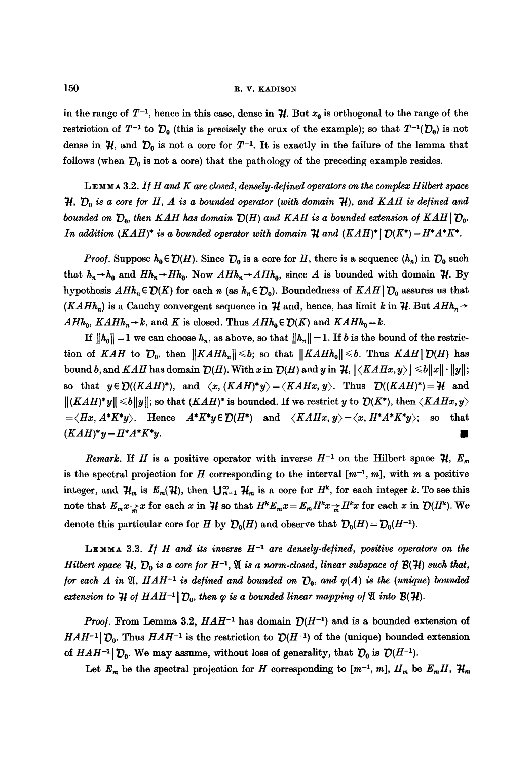in the range of $T^{-1}$, hence in this case, dense in $\mathcal{H}$. But $x_0$ is orthogonal to the range of the restriction of $T^{-1}$ to $\mathcal{D}_0$ (this is precisely the crux of the example); so that $T^{-1}(\mathcal{D}_0)$ is not dense in $\mathcal{H}$, and $\mathcal{D}_0$ is not a core for $T^{-1}$. It is exactly in the failure of the lemma that follows (when $\mathcal{D}_0$ is not a core) that the pathology of the preceding example resides.

LEMMA 3.2. *If $H$ and $K$ are closed, densely-defined operators on the complex Hilbert space $\mathcal{H}$, $\mathcal{D}_0$ is a core for $H$, $A$ is a bounded operator (with domain $\mathcal{H}$), and $KAH$ is defined and bounded on $\mathcal{D}_0$, then $KAH$ has domain $\mathcal{D}(H)$ and $KAH$ is a bounded extension of $KAH \mid \mathcal{D}_0$. In addition $(KAH)^*$ is a bounded operator with domain $\mathcal{H}$ and $(KAH)^* \mid \mathcal{D}(K^*) = H^*A^*K^*$.*

*Proof.* Suppose $h_0 \in \mathcal{D}(H)$. Since $\mathcal{D}_0$ is a core for $H$, there is a sequence $(h_n)$ in $\mathcal{D}_0$ such that $h_n \to h_0$ and $Hh_n \to Hh_0$. Now $AHh_n \to AHh_0$, since $A$ is bounded with domain $\mathcal{H}$. By hypothesis $AHh_n \in \mathcal{D}(K)$ for each $n$ (as $h_n \in \mathcal{D}_0$). Boundedness of $KAH \mid \mathcal{D}_0$ assures us that $(KAHh_n)$ is a Cauchy convergent sequence in $\mathcal{H}$ and, hence, has limit $k$ in $\mathcal{H}$. But $AHh_n \to AHh_0$, $KAHh_n \to k$, and $K$ is closed. Thus $AHh_0 \in \mathcal{D}(K)$ and $KAHh_0 = k$.

If $\|h_0\| = 1$ we can choose $h_n$, as above, so that $\|h_n\| = 1$. If $b$ is the bound of the restriction of $KAH$ to $\mathcal{D}_0$, then $\|KAHh_n\| \leqslant b$; so that $\|KAHh_0\| \leqslant b$. Thus $KAH \mid \mathcal{D}(H)$ has bound $b$, and $KAH$ has domain $\mathcal{D}(H)$. With $x$ in $\mathcal{D}(H)$ and $y$ in $\mathcal{H}$, $|\langle KAHx, y\rangle| \leqslant b\|x\| \cdot \|y\|$; so that $y \in \mathcal{D}((KAH)^*)$, and $\langle x, (KAH)^*y\rangle = \langle KAHx, y\rangle$. Thus $\mathcal{D}((KAH)^*) = \mathcal{H}$ and $\|(KAH)^*y\| \leqslant b\|y\|$; so that $(KAH)^*$ is bounded. If we restrict $y$ to $\mathcal{D}(K^*)$, then $\langle KAHx, y\rangle = \langle Hx, A^*K^*y\rangle$. Hence $A^*K^*y \in \mathcal{D}(H^*)$ and $\langle KAHx, y\rangle = \langle x, H^*A^*K^*y\rangle$; so that $(KAH)^*y = H^*A^*K^*y$. ∎

*Remark.* If $H$ is a positive operator with inverse $H^{-1}$ on the Hilbert space $\mathcal{H}$, $E_m$ is the spectral projection for $H$ corresponding to the interval $[m^{-1}, m]$, with $m$ a positive integer, and $\mathcal{H}_m$ is $E_m(\mathcal{H})$, then $\bigcup_{m=1}^{\infty} \mathcal{H}_m$ is a core for $H^k$, for each integer $k$. To see this note that $E_m x \underset{m}{\to} x$ for each $x$ in $\mathcal{H}$ so that $H^k E_m x = E_m H^k x \underset{m}{\to} H^k x$ for each $x$ in $\mathcal{D}(H^k)$. We denote this particular core for $H$ by $\mathcal{D}_0(H)$ and observe that $\mathcal{D}_0(H) = \mathcal{D}_0(H^{-1})$.

LEMMA 3.3. *If $H$ and its inverse $H^{-1}$ are densely-defined, positive operators on the Hilbert space $\mathcal{H}$, $\mathcal{D}_0$ is a core for $H^{-1}$, $\mathfrak{A}$ is a norm-closed, linear subspace of $\mathcal{B}(\mathcal{H})$ such that, for each $A$ in $\mathfrak{A}$, $HAH^{-1}$ is defined and bounded on $\mathcal{D}_0$, and $\varphi(A)$ is the (unique) bounded extension to $\mathcal{H}$ of $HAH^{-1} \mid \mathcal{D}_0$, then $\varphi$ is a bounded linear mapping of $\mathfrak{A}$ into $\mathcal{B}(\mathcal{H})$.*

*Proof.* From Lemma 3.2, $HAH^{-1}$ has domain $\mathcal{D}(H^{-1})$ and is a bounded extension of $HAH^{-1} \mid \mathcal{D}_0$. Thus $HAH^{-1}$ is the restriction to $\mathcal{D}(H^{-1})$ of the (unique) bounded extension of $HAH^{-1} \mid \mathcal{D}_0$. We may assume, without loss of generality, that $\mathcal{D}_0$ is $\mathcal{D}(H^{-1})$.

Let $E_m$ be the spectral projection for $H$ corresponding to $[m^{-1}, m]$, $H_m$ be $E_m H$, $\mathcal{H}_m$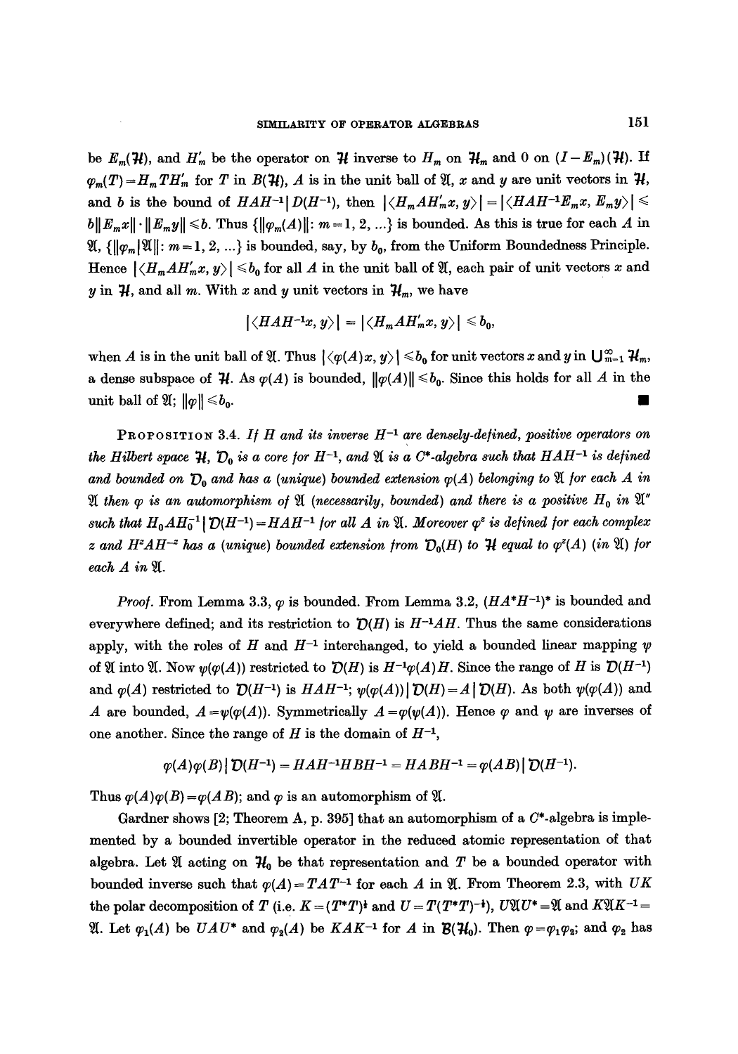be $E_m(\mathcal{H})$, and $H'_m$ be the operator on $\mathcal{H}$ inverse to $H_m$ on $\mathcal{H}_m$ and 0 on $(I-E_m)(\mathcal{H})$. If $\varphi_m(T)=H_mTH'_m$ for $T$ in $B(\mathcal{H})$, $A$ is in the unit ball of $\mathfrak{A}$, $x$ and $y$ are unit vectors in $\mathcal{H}$, and $b$ is the bound of $HAH^{-1}|D(H^{-1})$, then $|\langle H_mAH'_mx, y\rangle| = |\langle HAH^{-1}E_mx, E_my\rangle| \leqslant b\|E_mx\|\cdot\|E_my\| \leqslant b$. Thus $\{\|\varphi_m(A)\|: m=1,2,\ldots\}$ is bounded. As this is true for each $A$ in $\mathfrak{A}$, $\{\|\varphi_m|\mathfrak{A}\|: m=1,2,\ldots\}$ is bounded, say, by $b_0$, from the Uniform Boundedness Principle. Hence $|\langle H_mAH'_mx, y\rangle| \leqslant b_0$ for all $A$ in the unit ball of $\mathfrak{A}$, each pair of unit vectors $x$ and $y$ in $\mathcal{H}$, and all $m$. With $x$ and $y$ unit vectors in $\mathcal{H}_m$, we have

$$|\langle HAH^{-1}x, y\rangle| = |\langle H_mAH'_mx, y\rangle| \leqslant b_0,$$

when $A$ is in the unit ball of $\mathfrak{A}$. Thus $|\langle\varphi(A)x, y\rangle| \leqslant b_0$ for unit vectors $x$ and $y$ in $\bigcup_{m=1}^{\infty}\mathcal{H}_m$, a dense subspace of $\mathcal{H}$. As $\varphi(A)$ is bounded, $\|\varphi(A)\| \leqslant b_0$. Since this holds for all $A$ in the unit ball of $\mathfrak{A}$; $\|\varphi\| \leqslant b_0$. ∎

**PROPOSITION 3.4.** *If $H$ and its inverse $H^{-1}$ are densely-defined, positive operators on the Hilbert space $\mathcal{H}$, $\mathcal{D}_0$ is a core for $H^{-1}$, and $\mathfrak{A}$ is a $C^*$-algebra such that $HAH^{-1}$ is defined and bounded on $\mathcal{D}_0$ and has a (unique) bounded extension $\varphi(A)$ belonging to $\mathfrak{A}$ for each $A$ in $\mathfrak{A}$ then $\varphi$ is an automorphism of $\mathfrak{A}$ (necessarily, bounded) and there is a positive $H_0$ in $\mathfrak{A}''$ such that $H_0AH_0^{-1}|\mathcal{D}(H^{-1}) = HAH^{-1}$ for all $A$ in $\mathfrak{A}$. Moreover $\varphi^z$ is defined for each complex $z$ and $H^zAH^{-z}$ has a (unique) bounded extension from $\mathcal{D}_0(H)$ to $\mathcal{H}$ equal to $\varphi^z(A)$ (in $\mathfrak{A}$) for each $A$ in $\mathfrak{A}$.*

*Proof.* From Lemma 3.3, $\varphi$ is bounded. From Lemma 3.2, $(HA^*H^{-1})^*$ is bounded and everywhere defined; and its restriction to $\mathcal{D}(H)$ is $H^{-1}AH$. Thus the same considerations apply, with the roles of $H$ and $H^{-1}$ interchanged, to yield a bounded linear mapping $\psi$ of $\mathfrak{A}$ into $\mathfrak{A}$. Now $\psi(\varphi(A))$ restricted to $\mathcal{D}(H)$ is $H^{-1}\varphi(A)H$. Since the range of $H$ is $\mathcal{D}(H^{-1})$ and $\varphi(A)$ restricted to $\mathcal{D}(H^{-1})$ is $HAH^{-1}$; $\psi(\varphi(A))|\mathcal{D}(H) = A|\mathcal{D}(H)$. As both $\psi(\varphi(A))$ and $A$ are bounded, $A=\psi(\varphi(A))$. Symmetrically $A=\varphi(\psi(A))$. Hence $\varphi$ and $\psi$ are inverses of one another. Since the range of $H$ is the domain of $H^{-1}$,

$$\varphi(A)\varphi(B)|\mathcal{D}(H^{-1}) = HAH^{-1}HBH^{-1} = HABH^{-1} = \varphi(AB)|\mathcal{D}(H^{-1}).$$

Thus $\varphi(A)\varphi(B)=\varphi(AB)$; and $\varphi$ is an automorphism of $\mathfrak{A}$.

Gardner shows [2; Theorem A, p. 395] that an automorphism of a $C^*$-algebra is implemented by a bounded invertible operator in the reduced atomic representation of that algebra. Let $\mathfrak{A}$ acting on $\mathcal{H}_0$ be that representation and $T$ be a bounded operator with bounded inverse such that $\varphi(A)=TAT^{-1}$ for each $A$ in $\mathfrak{A}$. From Theorem 2.3, with $UK$ the polar decomposition of $T$ (i.e. $K=(T^*T)^{\frac{1}{2}}$ and $U=T(T^*T)^{-\frac{1}{2}}$), $U\mathfrak{A}U^*=\mathfrak{A}$ and $K\mathfrak{A}K^{-1}=\mathfrak{A}$. Let $\varphi_1(A)$ be $UAU^*$ and $\varphi_2(A)$ be $KAK^{-1}$ for $A$ in $\mathcal{B}(\mathcal{H}_0)$. Then $\varphi=\varphi_1\varphi_2$; and $\varphi_2$ has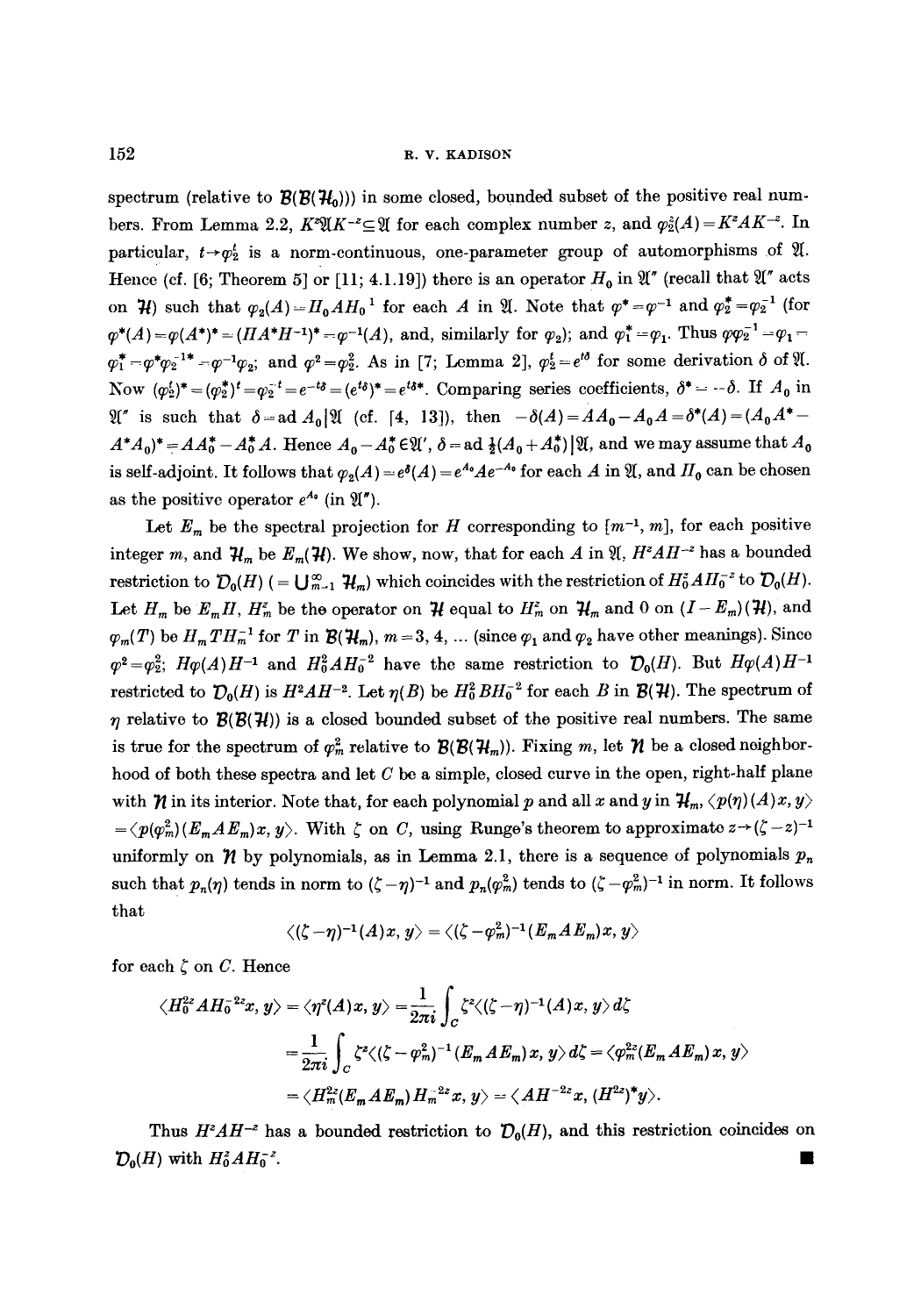spectrum (relative to $\mathcal{B}(\mathcal{B}(\mathcal{H}_0))$) in some closed, bounded subset of the positive real numbers. From Lemma 2.2, $K^z\mathfrak{A}K^{-z}\subseteq\mathfrak{A}$ for each complex number $z$, and $\varphi_2^z(A)=K^zAK^{-z}$. In particular, $t\to\varphi_2^t$ is a norm-continuous, one-parameter group of automorphisms of $\mathfrak{A}$. Hence (cf. [6; Theorem 5] or [11; 4.1.19]) there is an operator $H_0$ in $\mathfrak{A}''$ (recall that $\mathfrak{A}''$ acts on $\mathcal{H}$) such that $\varphi_2(A)=H_0AH_0^{-1}$ for each $A$ in $\mathfrak{A}$. Note that $\varphi^*=\varphi^{-1}$ and $\varphi_2^*=\varphi_2^{-1}$ (for $\varphi^*(A)=\varphi(A^*)^*=(HA^*H^{-1})^*=\varphi^{-1}(A)$, and, similarly for $\varphi_2$); and $\varphi_1^*=\varphi_1$. Thus $\varphi\varphi_2^{-1}=\varphi_1=\varphi_1^*=\varphi^*\varphi_2^{-1*}=\varphi^{-1}\varphi_2$; and $\varphi^2=\varphi_2^2$. As in [7; Lemma 2], $\varphi_2^t=e^{t\delta}$ for some derivation $\delta$ of $\mathfrak{A}$. Now $(\varphi_2^t)^*=(\varphi_2^*)^t=\varphi_2^{-t}=e^{-t\delta}=(e^{t\delta})^*=e^{t\delta^*}$. Comparing series coefficients, $\delta^*=-\delta$. If $A_0$ in $\mathfrak{A}''$ is such that $\delta=\operatorname{ad}A_0|\mathfrak{A}$ (cf. [4, 13]), then $-\delta(A)=AA_0-A_0A=\delta^*(A)=(A_0A^*-A^*A_0)^*=AA_0^*-A_0^*A$. Hence $A_0-A_0^*\in\mathfrak{A}'$, $\delta=\operatorname{ad}\frac{1}{2}(A_0+A_0^*)|\mathfrak{A}$, and we may assume that $A_0$ is self-adjoint. It follows that $\varphi_2(A)=e^{\delta}(A)=e^{A_0}Ae^{-A_0}$ for each $A$ in $\mathfrak{A}$, and $H_0$ can be chosen as the positive operator $e^{A_0}$ (in $\mathfrak{A}''$).

Let $E_m$ be the spectral projection for $H$ corresponding to $[m^{-1}, m]$, for each positive integer $m$, and $\mathcal{H}_m$ be $E_m(\mathcal{H})$. We show, now, that for each $A$ in $\mathfrak{A}$, $H^zAH^{-z}$ has a bounded restriction to $\mathcal{D}_0(H)$ ($=\bigcup_{m=1}^{\infty}\mathcal{H}_m$) which coincides with the restriction of $H_0^zAH_0^{-z}$ to $\mathcal{D}_0(H)$. Let $H_m$ be $E_mH$, $H_m^z$ be the operator on $\mathcal{H}$ equal to $H_m^z$ on $\mathcal{H}_m$ and 0 on $(I-E_m)(\mathcal{H})$, and $\varphi_m(T)$ be $H_mTH_m^{-1}$ for $T$ in $\mathcal{B}(\mathcal{H}_m)$, $m=3, 4, \ldots$ (since $\varphi_1$ and $\varphi_2$ have other meanings). Since $\varphi^2=\varphi_2^2$; $H\varphi(A)H^{-1}$ and $H_0^2AH_0^{-2}$ have the same restriction to $\mathcal{D}_0(H)$. But $H\varphi(A)H^{-1}$ restricted to $\mathcal{D}_0(H)$ is $H^2AH^{-2}$. Let $\eta(B)$ be $H_0^2BH_0^{-2}$ for each $B$ in $\mathcal{B}(\mathcal{H})$. The spectrum of $\eta$ relative to $\mathcal{B}(\mathcal{B}(\mathcal{H}))$ is a closed bounded subset of the positive real numbers. The same is true for the spectrum of $\varphi_m^2$ relative to $\mathcal{B}(\mathcal{B}(\mathcal{H}_m))$. Fixing $m$, let $\mathcal{N}$ be a closed neighborhood of both these spectra and let $C$ be a simple, closed curve in the open, right-half plane with $\mathcal{N}$ in its interior. Note that, for each polynomial $p$ and all $x$ and $y$ in $\mathcal{H}_m$, $\langle p(\eta)(A)x, y\rangle=\langle p(\varphi_m^2)(E_mAE_m)x, y\rangle$. With $\zeta$ on $C$, using Runge's theorem to approximate $z\to(\zeta-z)^{-1}$ uniformly on $\mathcal{N}$ by polynomials, as in Lemma 2.1, there is a sequence of polynomials $p_n$ such that $p_n(\eta)$ tends in norm to $(\zeta-\eta)^{-1}$ and $p_n(\varphi_m^2)$ tends to $(\zeta-\varphi_m^2)^{-1}$ in norm. It follows that

$$\langle(\zeta-\eta)^{-1}(A)x, y\rangle=\langle(\zeta-\varphi_m^2)^{-1}(E_mAE_m)x, y\rangle$$

for each $\zeta$ on $C$. Hence

$$\begin{aligned}
\langle H_0^{2z}AH_0^{-2z}x, y\rangle &= \langle\eta^z(A)x, y\rangle=\frac{1}{2\pi i}\int_C\zeta^z\langle(\zeta-\eta)^{-1}(A)x, y\rangle\,d\zeta\\
&=\frac{1}{2\pi i}\int_C\zeta^z\langle(\zeta-\varphi_m^2)^{-1}(E_mAE_m)x, y\rangle\,d\zeta=\langle\varphi_m^{2z}(E_mAE_m)x, y\rangle\\
&=\langle H_m^{2z}(E_mAE_m)H_m^{-2z}x, y\rangle=\langle AH^{-2z}x, (H^{2z})^*y\rangle.
\end{aligned}$$

Thus $H^zAH^{-z}$ has a bounded restriction to $\mathcal{D}_0(H)$, and this restriction coincides on $\mathcal{D}_0(H)$ with $H_0^zAH_0^{-z}$. ∎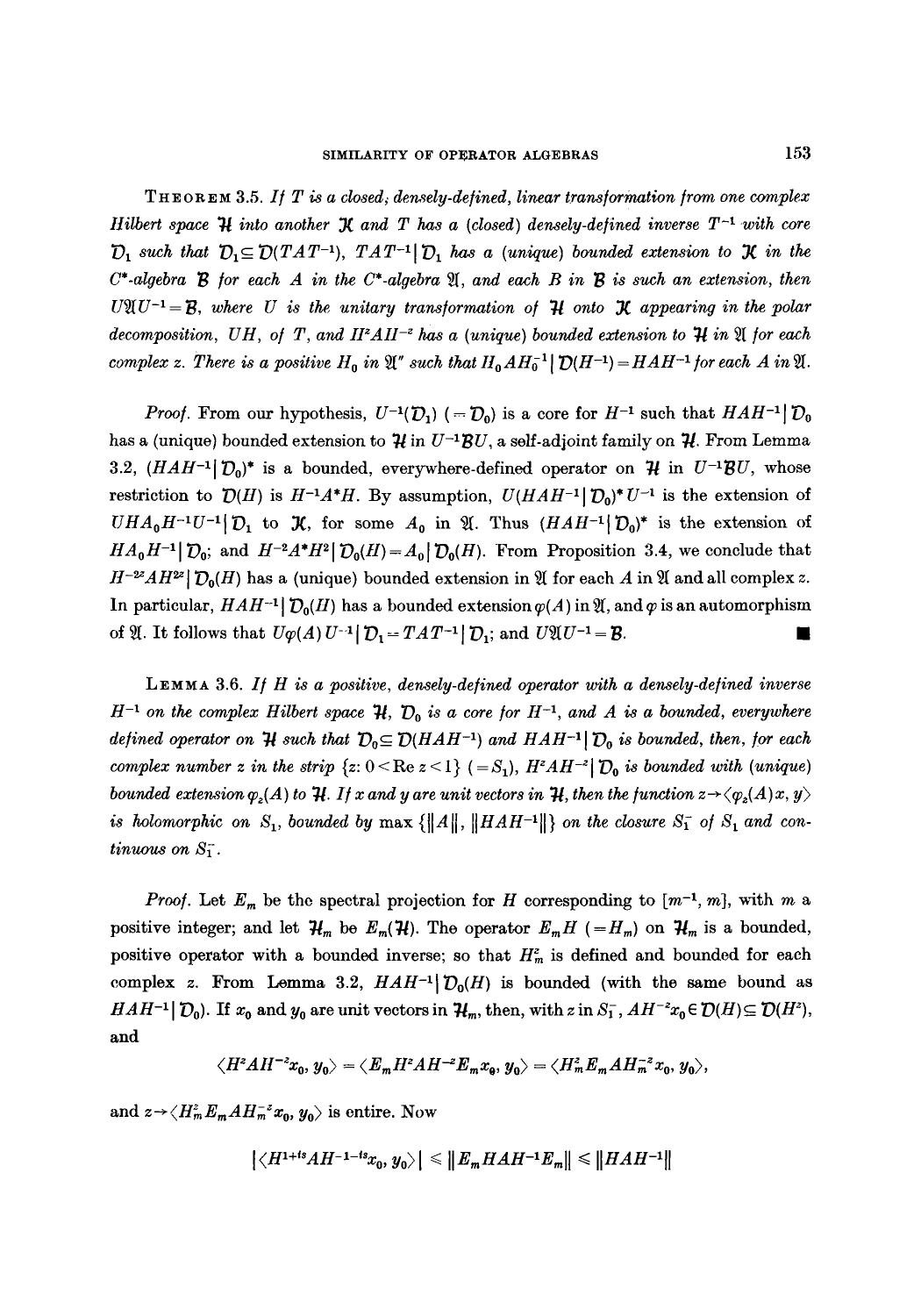**Theorem 3.5.** *If $T$ is a closed, densely-defined, linear transformation from one complex Hilbert space $\mathcal{H}$ into another $\mathcal{K}$ and $T$ has a (closed) densely-defined inverse $T^{-1}$ with core $\mathcal{D}_1$ such that $\mathcal{D}_1 \subseteq \mathcal{D}(TAT^{-1})$, $TAT^{-1} | \mathcal{D}_1$ has a (unique) bounded extension to $\mathcal{K}$ in the $C^*$-algebra $\mathcal{B}$ for each $A$ in the $C^*$-algebra $\mathfrak{A}$, and each $B$ in $\mathcal{B}$ is such an extension, then $U\mathfrak{A}U^{-1} = \mathcal{B}$, where $U$ is the unitary transformation of $\mathcal{H}$ onto $\mathcal{K}$ appearing in the polar decomposition, $UH$, of $T$, and $H^zAH^{-z}$ has a (unique) bounded extension to $\mathcal{H}$ in $\mathfrak{A}$ for each complex $z$. There is a positive $H_0$ in $\mathfrak{A}''$ such that $H_0AH_0^{-1} | \mathcal{D}(H^{-1}) = HAH^{-1}$ for each $A$ in $\mathfrak{A}$.*

*Proof.* From our hypothesis, $U^{-1}(\mathcal{D}_1)$ $(= \mathcal{D}_0)$ is a core for $H^{-1}$ such that $HAH^{-1} | \mathcal{D}_0$ has a (unique) bounded extension to $\mathcal{H}$ in $U^{-1}\mathcal{B}U$, a self-adjoint family on $\mathcal{H}$. From Lemma 3.2, $(HAH^{-1} | \mathcal{D}_0)^*$ is a bounded, everywhere-defined operator on $\mathcal{H}$ in $U^{-1}\mathcal{B}U$, whose restriction to $\mathcal{D}(H)$ is $H^{-1}A^*H$. By assumption, $U(HAH^{-1} | \mathcal{D}_0)^* U^{-1}$ is the extension of $UHA_0H^{-1}U^{-1} | \mathcal{D}_1$ to $\mathcal{K}$, for some $A_0$ in $\mathfrak{A}$. Thus $(HAH^{-1} | \mathcal{D}_0)^*$ is the extension of $HA_0H^{-1} | \mathcal{D}_0$; and $H^{-2}A^*H^2 | \mathcal{D}_0(H) = A_0 | \mathcal{D}_0(H)$. From Proposition 3.4, we conclude that $H^{-2z}AH^{2z} | \mathcal{D}_0(H)$ has a (unique) bounded extension in $\mathfrak{A}$ for each $A$ in $\mathfrak{A}$ and all complex $z$. In particular, $HAH^{-1} | \mathcal{D}_0(H)$ has a bounded extension $\varphi(A)$ in $\mathfrak{A}$, and $\varphi$ is an automorphism of $\mathfrak{A}$. It follows that $U\varphi(A)U^{-1} | \mathcal{D}_1 = TAT^{-1} | \mathcal{D}_1$; and $U\mathfrak{A}U^{-1} = \mathcal{B}$. ∎

**Lemma 3.6.** *If $H$ is a positive, densely-defined operator with a densely-defined inverse $H^{-1}$ on the complex Hilbert space $\mathcal{H}$, $\mathcal{D}_0$ is a core for $H^{-1}$, and $A$ is a bounded, everywhere defined operator on $\mathcal{H}$ such that $\mathcal{D}_0 \subseteq \mathcal{D}(HAH^{-1})$ and $HAH^{-1} | \mathcal{D}_0$ is bounded, then, for each complex number $z$ in the strip $\{z: 0 < \operatorname{Re} z < 1\}$ $(= S_1)$, $H^zAH^{-z} | \mathcal{D}_0$ is bounded with (unique) bounded extension $\varphi_z(A)$ to $\mathcal{H}$. If $x$ and $y$ are unit vectors in $\mathcal{H}$, then the function $z \to \langle \varphi_z(A)x, y\rangle$ is holomorphic on $S_1$, bounded by $\max\{\|A\|, \|HAH^{-1}\|\}$ on the closure $S_1^-$ of $S_1$ and continuous on $S_1^-$.*

*Proof.* Let $E_m$ be the spectral projection for $H$ corresponding to $[m^{-1}, m]$, with $m$ a positive integer; and let $\mathcal{H}_m$ be $E_m(\mathcal{H})$. The operator $E_mH$ $(= H_m)$ on $\mathcal{H}_m$ is a bounded, positive operator with a bounded inverse; so that $H_m^z$ is defined and bounded for each complex $z$. From Lemma 3.2, $HAH^{-1} | \mathcal{D}_0(H)$ is bounded (with the same bound as $HAH^{-1} | \mathcal{D}_0$). If $x_0$ and $y_0$ are unit vectors in $\mathcal{H}_m$, then, with $z$ in $S_1^-$, $AH^{-z}x_0 \in \mathcal{D}(H) \subseteq \mathcal{D}(H^z)$, and

$$\langle H^zAH^{-z}x_0, y_0\rangle = \langle E_mH^zAH^{-z}E_mx_0, y_0\rangle = \langle H_m^zE_mAH_m^{-z}x_0, y_0\rangle,$$

and $z \to \langle H_m^zE_mAH_m^{-z}x_0, y_0\rangle$ is entire. Now

$$|\langle H^{1+it}AH^{-1-it}x_0, y_0\rangle| \leqslant \|E_mHAH^{-1}E_m\| \leqslant \|HAH^{-1}\|$$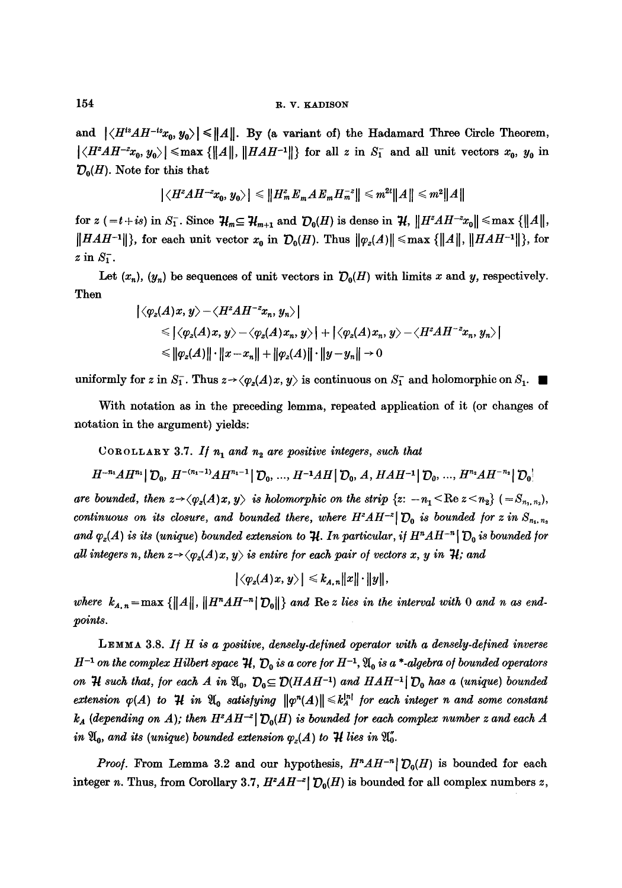and $|\langle H^{is}AH^{-is}x_0, y_0\rangle| \leqslant \|A\|$. By (a variant of) the Hadamard Three Circle Theorem, $|\langle H^{z}AH^{-z}x_0, y_0\rangle| \leqslant \max\{\|A\|, \|HAH^{-1}\|\}$ for all $z$ in $S_1^-$ and all unit vectors $x_0$, $y_0$ in $\mathcal{D}_0(H)$. Note for this that

$$|\langle H^{z}AH^{-z}x_0, y_0\rangle| \leqslant \|H_m^{z}E_mAE_mH_m^{-z}\| \leqslant m^{2t}\|A\| \leqslant m^2\|A\|$$

for $z$ $(=t+is)$ in $S_1^-$. Since $\mathcal{H}_m \subseteq \mathcal{H}_{m+1}$ and $\mathcal{D}_0(H)$ is dense in $\mathcal{H}$, $\|H^{z}AH^{-z}x_0\| \leqslant \max\{\|A\|, \|HAH^{-1}\|\}$, for each unit vector $x_0$ in $\mathcal{D}_0(H)$. Thus $\|\varphi_z(A)\| \leqslant \max\{\|A\|, \|HAH^{-1}\|\}$, for $z$ in $S_1^-$.

Let $(x_n)$, $(y_n)$ be sequences of unit vectors in $\mathcal{D}_0(H)$ with limits $x$ and $y$, respectively. Then

$$\begin{aligned}
&|\langle \varphi_z(A)x, y\rangle - \langle H^{z}AH^{-z}x_n, y_n\rangle| \\
&\quad \leqslant |\langle \varphi_z(A)x, y\rangle - \langle \varphi_z(A)x_n, y\rangle| + |\langle \varphi_z(A)x_n, y\rangle - \langle H^{z}AH^{-z}x_n, y_n\rangle| \\
&\quad \leqslant \|\varphi_z(A)\|\cdot\|x - x_n\| + \|\varphi_z(A)\|\cdot\|y - y_n\| \to 0
\end{aligned}$$

uniformly for $z$ in $S_1^-$. Thus $z \to \langle \varphi_z(A)x, y\rangle$ is continuous on $S_1^-$ and holomorphic on $S_1$. ∎

With notation as in the preceding lemma, repeated application of it (or changes of notation in the argument) yields:

COROLLARY 3.7. *If $n_1$ and $n_2$ are positive integers, such that*

$$H^{-n_1}AH^{n_1}|\mathcal{D}_0,\ H^{-(n_1-1)}AH^{n_1-1}|\mathcal{D}_0,\ \dots,\ H^{-1}AH|\mathcal{D}_0,\ A,\ HAH^{-1}|\mathcal{D}_0,\ \dots,\ H^{n_2}AH^{-n_2}|\mathcal{D}_0$$

*are bounded, then $z \to \langle \varphi_z(A)x, y\rangle$ is holomorphic on the strip $\{z: -n_1 < \operatorname{Re} z < n_2\}$ $(= S_{n_1,n_2})$, continuous on its closure, and bounded there, where $H^{z}AH^{-z}|\mathcal{D}_0$ is bounded for $z$ in $S_{n_1,n_2}$ and $\varphi_z(A)$ is its (unique) bounded extension to $\mathcal{H}$. In particular, if $H^{n}AH^{-n}|\mathcal{D}_0$ is bounded for all integers $n$, then $z \to \langle \varphi_z(A)x, y\rangle$ is entire for each pair of vectors $x$, $y$ in $\mathcal{H}$; and*

$$|\langle \varphi_z(A)x, y\rangle| \leqslant k_{A,n}\|x\|\cdot\|y\|,$$

*where $k_{A,n} = \max\{\|A\|, \|H^{n}AH^{-n}|\mathcal{D}_0\|\}$ and $\operatorname{Re} z$ lies in the interval with $0$ and $n$ as end-points.*

LEMMA 3.8. *If $H$ is a positive, densely-defined operator with a densely-defined inverse $H^{-1}$ on the complex Hilbert space $\mathcal{H}$, $\mathcal{D}_0$ is a core for $H^{-1}$, $\mathfrak{A}_0$ is a \*-algebra of bounded operators on $\mathcal{H}$ such that, for each $A$ in $\mathfrak{A}_0$, $\mathcal{D}_0 \subseteq \mathcal{D}(HAH^{-1})$ and $HAH^{-1}|\mathcal{D}_0$ has a (unique) bounded extension $\varphi(A)$ to $\mathcal{H}$ in $\mathfrak{A}_0$ satisfying $\|\varphi^{n}(A)\| \leqslant k_A^{|n|}$ for each integer $n$ and some constant $k_A$ (depending on $A$); then $H^{z}AH^{-z}|\mathcal{D}_0(H)$ is bounded for each complex number $z$ and each $A$ in $\mathfrak{A}_0$, and its (unique) bounded extension $\varphi_z(A)$ to $\mathcal{H}$ lies in $\mathfrak{A}_0''$.*

*Proof.* From Lemma 3.2 and our hypothesis, $H^{n}AH^{-n}|\mathcal{D}_0(H)$ is bounded for each integer $n$. Thus, from Corollary 3.7, $H^{z}AH^{-z}|\mathcal{D}_0(H)$ is bounded for all complex numbers $z$,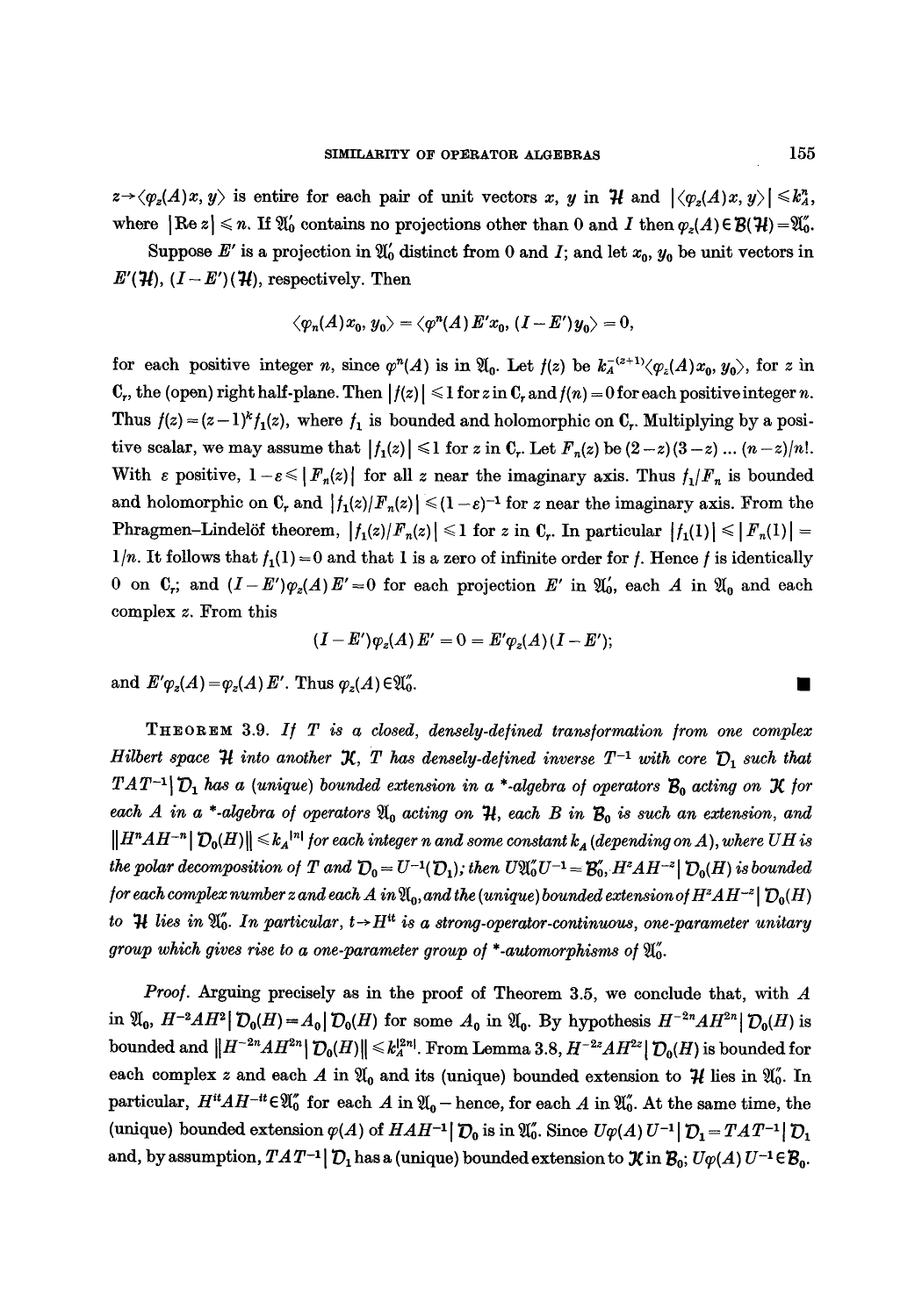$z \to \langle \varphi_z(A)x, y\rangle$ is entire for each pair of unit vectors $x$, $y$ in $\mathcal{H}$ and $|\langle \varphi_z(A)x, y\rangle| \leqslant k_A^n$, where $|\text{Re}\, z| \leqslant n$. If $\mathfrak{A}_0'$ contains no projections other than 0 and $I$ then $\varphi_z(A) \in \mathcal{B}(\mathcal{H}) = \mathfrak{A}_0''$.

Suppose $E'$ is a projection in $\mathfrak{A}_0'$ distinct from 0 and $I$; and let $x_0$, $y_0$ be unit vectors in $E'(\mathcal{H})$, $(I - E')(\mathcal{H})$, respectively. Then

$$\langle \varphi_n(A)x_0, y_0\rangle = \langle \varphi^n(A)E'x_0, (I-E')y_0\rangle = 0,$$

for each positive integer $n$, since $\varphi^n(A)$ is in $\mathfrak{A}_0$. Let $f(z)$ be $k_A^{-(z+1)}\langle \varphi_z(A)x_0, y_0\rangle$, for $z$ in $\mathbf{C}_r$, the (open) right half-plane. Then $|f(z)| \leqslant 1$ for $z$ in $\mathbf{C}_r$ and $f(n) = 0$ for each positive integer $n$. Thus $f(z) = (z-1)^k f_1(z)$, where $f_1$ is bounded and holomorphic on $\mathbf{C}_r$. Multiplying by a positive scalar, we may assume that $|f_1(z)| \leqslant 1$ for $z$ in $\mathbf{C}_r$. Let $F_n(z)$ be $(2-z)(3-z)\ldots(n-z)/n!$. With $\varepsilon$ positive, $1 - \varepsilon \leqslant |F_n(z)|$ for all $z$ near the imaginary axis. Thus $f_1/F_n$ is bounded and holomorphic on $\mathbf{C}_r$ and $|f_1(z)/F_n(z)| \leqslant (1-\varepsilon)^{-1}$ for $z$ near the imaginary axis. From the Phragmen–Lindelöf theorem, $|f_1(z)/F_n(z)| \leqslant 1$ for $z$ in $\mathbf{C}_r$. In particular $|f_1(1)| \leqslant |F_n(1)| = 1/n$. It follows that $f_1(1) = 0$ and that 1 is a zero of infinite order for $f$. Hence $f$ is identically 0 on $\mathbf{C}_r$; and $(I - E')\varphi_z(A)E' = 0$ for each projection $E'$ in $\mathfrak{A}_0'$, each $A$ in $\mathfrak{A}_0$ and each complex $z$. From this

$$(I-E')\varphi_z(A)E' = 0 = E'\varphi_z(A)(I-E');$$

and $E'\varphi_z(A) = \varphi_z(A)E'$. Thus $\varphi_z(A) \in \mathfrak{A}_0''$. ∎

**Theorem 3.9.** *If $T$ is a closed, densely-defined transformation from one complex Hilbert space $\mathcal{H}$ into another $\mathcal{K}$, $T$ has densely-defined inverse $T^{-1}$ with core $\mathcal{D}_1$ such that $TAT^{-1}|\mathcal{D}_1$ has a (unique) bounded extension in a \*-algebra of operators $\mathcal{B}_0$ acting on $\mathcal{K}$ for each $A$ in a \*-algebra of operators $\mathfrak{A}_0$ acting on $\mathcal{H}$, each $B$ in $\mathcal{B}_0$ is such an extension, and $\|H^nAH^{-n}|\mathcal{D}_0(H)\| \leqslant k_A^{|n|}$ for each integer $n$ and some constant $k_A$ (depending on $A$), where $UH$ is the polar decomposition of $T$ and $\mathcal{D}_0 = U^{-1}(\mathcal{D}_1)$; then $U\mathfrak{A}_0''U^{-1} = \mathcal{B}_0''$, $H^zAH^{-z}|\mathcal{D}_0(H)$ is bounded for each complex number $z$ and each $A$ in $\mathfrak{A}_0$, and the (unique) bounded extension of $H^zAH^{-z}|\mathcal{D}_0(H)$ to $\mathcal{H}$ lies in $\mathfrak{A}_0''$. In particular, $t \to H^{it}$ is a strong-operator-continuous, one-parameter unitary group which gives rise to a one-parameter group of \*-automorphisms of $\mathfrak{A}_0''$.*

*Proof.* Arguing precisely as in the proof of Theorem 3.5, we conclude that, with $A$ in $\mathfrak{A}_0$, $H^{-2}AH^2|\mathcal{D}_0(H) = A_0|\mathcal{D}_0(H)$ for some $A_0$ in $\mathfrak{A}_0$. By hypothesis $H^{-2n}AH^{2n}|\mathcal{D}_0(H)$ is bounded and $\|H^{-2n}AH^{2n}|\mathcal{D}_0(H)\| \leqslant k_A^{|2n|}$. From Lemma 3.8, $H^{-2z}AH^{2z}|\mathcal{D}_0(H)$ is bounded for each complex $z$ and each $A$ in $\mathfrak{A}_0$ and its (unique) bounded extension to $\mathcal{H}$ lies in $\mathfrak{A}_0''$. In particular, $H^{it}AH^{-it} \in \mathfrak{A}_0''$ for each $A$ in $\mathfrak{A}_0$ – hence, for each $A$ in $\mathfrak{A}_0''$. At the same time, the (unique) bounded extension $\varphi(A)$ of $HAH^{-1}|\mathcal{D}_0$ is in $\mathfrak{A}_0$. Since $U\varphi(A)U^{-1}|\mathcal{D}_1 = TAT^{-1}|\mathcal{D}_1$ and, by assumption, $TAT^{-1}|\mathcal{D}_1$ has a (unique) bounded extension to $\mathcal{K}$ in $\mathcal{B}_0$; $U\varphi(A)U^{-1} \in \mathcal{B}_0$.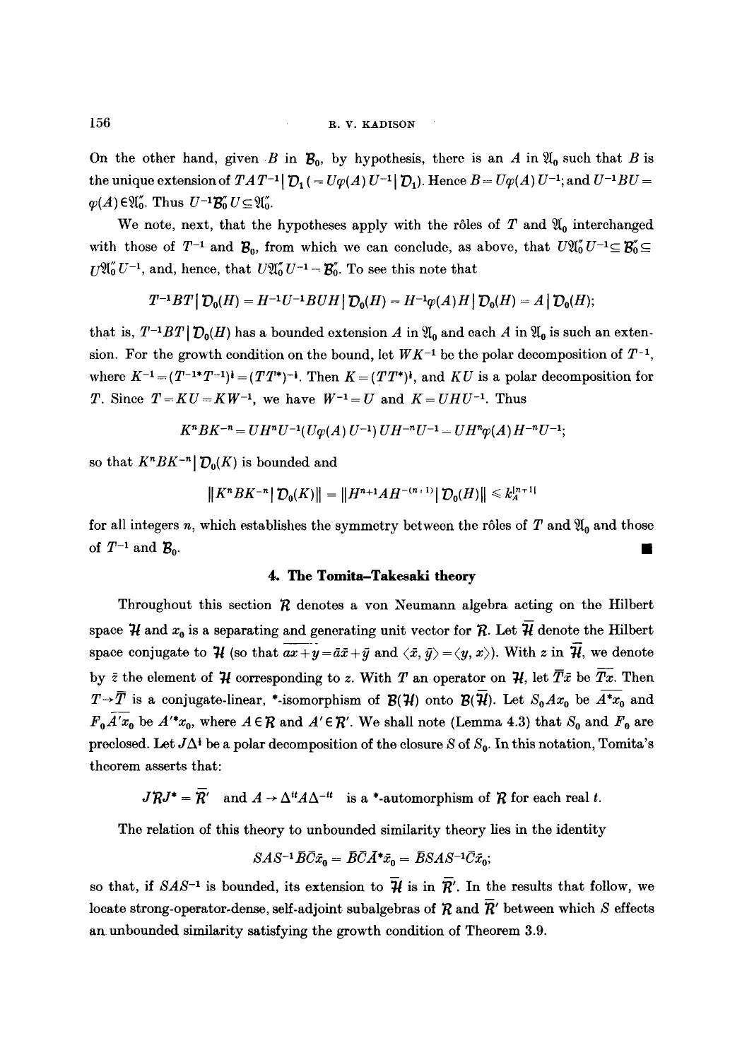On the other hand, given $B$ in $\mathcal{B}_0$, by hypothesis, there is an $A$ in $\mathfrak{A}_0$ such that $B$ is the unique extension of $TAT^{-1} | \mathcal{D}_1$ ($= U\varphi(A)U^{-1} | \mathcal{D}_1$). Hence $B = U\varphi(A)U^{-1}$; and $U^{-1}BU = \varphi(A) \in \mathfrak{A}_0''$. Thus $U^{-1}\mathcal{B}_0''U \subseteq \mathfrak{A}_0''$.

We note, next, that the hypotheses apply with the rôles of $T$ and $\mathfrak{A}_0$ interchanged with those of $T^{-1}$ and $\mathcal{B}_0$, from which we can conclude, as above, that $U\mathfrak{A}_0''U^{-1} \subseteq \mathcal{B}_0'' \subseteq U\mathfrak{A}_0''U^{-1}$, and, hence, that $U\mathfrak{A}_0''U^{-1} = \mathcal{B}_0''$. To see this note that

$$T^{-1}BT | \mathcal{D}_0(H) = H^{-1}U^{-1}BUH | \mathcal{D}_0(H) = H^{-1}\varphi(A)H | \mathcal{D}_0(H) = A | \mathcal{D}_0(H);$$

that is, $T^{-1}BT | \mathcal{D}_0(H)$ has a bounded extension $A$ in $\mathfrak{A}_0$ and each $A$ in $\mathfrak{A}_0$ is such an extension. For the growth condition on the bound, let $WK^{-1}$ be the polar decomposition of $T^{-1}$, where $K^{-1} = (T^{-1*}T^{-1})^{\frac{1}{2}} = (TT^*)^{-\frac{1}{2}}$. Then $K = (TT^*)^{\frac{1}{2}}$, and $KU$ is a polar decomposition for $T$. Since $T = KU = KW^{-1}$, we have $W^{-1} = U$ and $K = UHU^{-1}$. Thus

$$K^nBK^{-n} = UH^nU^{-1}(U\varphi(A)U^{-1})UH^{-n}U^{-1} = UH^n\varphi(A)H^{-n}U^{-1};$$

so that $K^nBK^{-n} | \mathcal{D}_0(K)$ is bounded and

$$\|K^nBK^{-n} | \mathcal{D}_0(K)\| = \|H^{n+1}AH^{-(n+1)} | \mathcal{D}_0(H)\| \leqslant k_A^{|n+1|}$$

for all integers $n$, which establishes the symmetry between the rôles of $T$ and $\mathfrak{A}_0$ and those of $T^{-1}$ and $\mathcal{B}_0$. ∎

## 4. The Tomita–Takesaki theory

Throughout this section $\mathcal{R}$ denotes a von Neumann algebra acting on the Hilbert space $\mathcal{H}$ and $x_0$ is a separating and generating unit vector for $\mathcal{R}$. Let $\overline{\mathcal{H}}$ denote the Hilbert space conjugate to $\mathcal{H}$ (so that $\overline{ax+y} = \bar{a}\bar{x} + \bar{y}$ and $\langle \bar{x}, \bar{y} \rangle = \langle y, x \rangle$). With $z$ in $\overline{\mathcal{H}}$, we denote by $\bar{z}$ the element of $\mathcal{H}$ corresponding to $z$. With $T$ an operator on $\mathcal{H}$, let $\bar{T}\bar{x}$ be $\overline{Tx}$. Then $T \to \bar{T}$ is a conjugate-linear, *-isomorphism of $\mathcal{B}(\mathcal{H})$ onto $\mathcal{B}(\overline{\mathcal{H}})$. Let $S_0Ax_0$ be $\overline{A^*x_0}$ and $F_0\overline{A'x_0}$ be $A'^*x_0$, where $A \in \mathcal{R}$ and $A' \in \mathcal{R}'$. We shall note (Lemma 4.3) that $S_0$ and $F_0$ are preclosed. Let $J\Delta^{\frac{1}{2}}$ be a polar decomposition of the closure $S$ of $S_0$. In this notation, Tomita's theorem asserts that:

$$J\mathcal{R}J^* = \overline{\mathcal{R}}' \quad \text{and } A \to \Delta^{it}A\Delta^{-it} \quad \text{is a *-automorphism of } \mathcal{R} \text{ for each real } t.$$

The relation of this theory to unbounded similarity theory lies in the identity

$$SAS^{-1}\bar{B}\bar{C}\bar{x}_0 = \bar{B}\bar{C}\bar{A}^*\bar{x}_0 = \bar{B}SAS^{-1}\bar{C}\bar{x}_0;$$

so that, if $SAS^{-1}$ is bounded, its extension to $\overline{\mathcal{H}}$ is in $\overline{\mathcal{R}}'$. In the results that follow, we locate strong-operator-dense, self-adjoint subalgebras of $\mathcal{R}$ and $\overline{\mathcal{R}}'$ between which $S$ effects an unbounded similarity satisfying the growth condition of Theorem 3.9.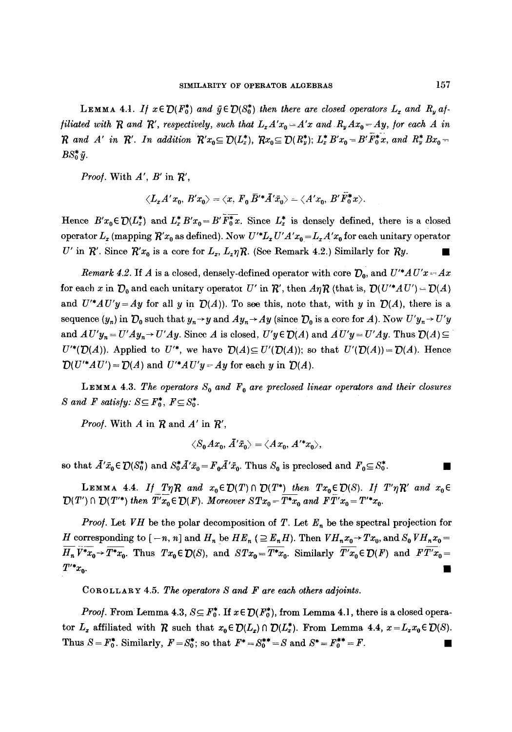**Lemma 4.1.** *If $x \in \mathcal{D}(F_0^*)$ and $\bar{y} \in \mathcal{D}(S_0^*)$ then there are closed operators $L_x$ and $R_y$ affiliated with $\mathcal{R}$ and $\mathcal{R}'$, respectively, such that $L_x A' x_0 = A' x$ and $R_y A x_0 = A y$, for each $A$ in $\mathcal{R}$ and $A'$ in $\mathcal{R}'$. In addition $\mathcal{R}' x_0 \subseteq \mathcal{D}(L_x^*)$, $\mathcal{R} x_0 \subseteq \mathcal{D}(R_y^*)$; $L_x^* B' x_0 = B' \overline{F_0^* x}$, and $R_y^* B x_0 = B S_0^* \bar{y}$.*

*Proof.* With $A'$, $B'$ in $\mathcal{R}'$,

$$\langle L_x A' x_0, B' x_0 \rangle = \langle x, F_0 \bar{B}'^* \bar{A}' \bar{x}_0 \rangle = \langle A' x_0, B' \overline{F_0^* x} \rangle.$$

Hence $B' x_0 \in \mathcal{D}(L_x^*)$ and $L_x^* B' x_0 = B' \overline{F_0^* x}$. Since $L_x^*$ is densely defined, there is a closed operator $L_x$ (mapping $\mathcal{R}' x_0$ as defined). Now $U'^* L_x U' A' x_0 = L_x A' x_0$ for each unitary operator $U'$ in $\mathcal{R}'$. Since $\mathcal{R}' x_0$ is a core for $L_x$, $L_x \eta \mathcal{R}$. (See Remark 4.2.) Similarly for $\mathcal{R} y$. ∎

*Remark 4.2.* If $A$ is a closed, densely-defined operator with core $\mathcal{D}_0$, and $U'^* A U' x = A x$ for each $x$ in $\mathcal{D}_0$ and each unitary operator $U'$ in $\mathcal{R}'$, then $A \eta \mathcal{R}$ (that is, $\mathcal{D}(U'^* A U') = \mathcal{D}(A)$ and $U'^* A U' y = A y$ for all $y$ in $\mathcal{D}(A)$). To see this, note that, with $y$ in $\mathcal{D}(A)$, there is a sequence $(y_n)$ in $\mathcal{D}_0$ such that $y_n \to y$ and $A y_n \to A y$ (since $\mathcal{D}_0$ is a core for $A$). Now $U' y_n \to U' y$ and $A U' y_n = U' A y_n \to U' A y$. Since $A$ is closed, $U' y \in \mathcal{D}(A)$ and $A U' y = U' A y$. Thus $\mathcal{D}(A) \subseteq U'^*(\mathcal{D}(A))$. Applied to $U'^*$, we have $\mathcal{D}(A) \subseteq U'(\mathcal{D}(A))$; so that $U'(\mathcal{D}(A)) = \mathcal{D}(A)$. Hence $\mathcal{D}(U'^* A U') = \mathcal{D}(A)$ and $U'^* A U' y = A y$ for each $y$ in $\mathcal{D}(A)$.

**Lemma 4.3.** *The operators $S_0$ and $F_0$ are preclosed linear operators and their closures $S$ and $F$ satisfy: $S \subseteq F_0^*$, $F \subseteq S_0^*$.*

*Proof.* With $A$ in $\mathcal{R}$ and $A'$ in $\mathcal{R}'$,

$$\langle S_0 A x_0, \bar{A}' \bar{x}_0 \rangle = \langle A x_0, A'^* x_0 \rangle,$$

so that $\bar{A}' \bar{x}_0 \in \mathcal{D}(S_0^*)$ and $S_0^* \bar{A}' \bar{x}_0 = F_0 \bar{A}' \bar{x}_0$. Thus $S_0$ is preclosed and $F_0 \subseteq S_0^*$. ∎

**Lemma 4.4.** *If $T \eta \mathcal{R}$ and $x_0 \in \mathcal{D}(T) \cap \mathcal{D}(T^*)$ then $T x_0 \in \mathcal{D}(S)$. If $T' \eta \mathcal{R}'$ and $x_0 \in \mathcal{D}(T') \cap \mathcal{D}(T'^*)$ then $\overline{T' x_0} \in \mathcal{D}(F)$. Moreover $S T x_0 = \overline{T^* x_0}$ and $F \overline{T' x_0} = T'^* x_0$.*

*Proof.* Let $VH$ be the polar decomposition of $T$. Let $E_n$ be the spectral projection for $H$ corresponding to $[-n, n]$ and $H_n$ be $HE_n$ ($\supseteq E_n H$). Then $V H_n x_0 \to T x_0$, and $S_0 V H_n x_0 = \overline{H_n V^* x_0} \to \overline{T^* x_0}$. Thus $T x_0 \in \mathcal{D}(S)$, and $S T x_0 = \overline{T^* x_0}$. Similarly $\overline{T' x_0} \in \mathcal{D}(F)$ and $F \overline{T' x_0} = T'^* x_0$. ∎

**Corollary 4.5.** *The operators $S$ and $F$ are each others adjoints.*

*Proof.* From Lemma 4.3, $S \subseteq F_0^*$. If $x \in \mathcal{D}(F_0^*)$, from Lemma 4.1, there is a closed operator $L_x$ affiliated with $\mathcal{R}$ such that $x_0 \in \mathcal{D}(L_x) \cap \mathcal{D}(L_x^*)$. From Lemma 4.4, $x = L_x x_0 \in \mathcal{D}(S)$. Thus $S = F_0^*$. Similarly, $F = S_0^*$; so that $F^* = S_0^{**} = S$ and $S^* = F_0^{**} = F$. ∎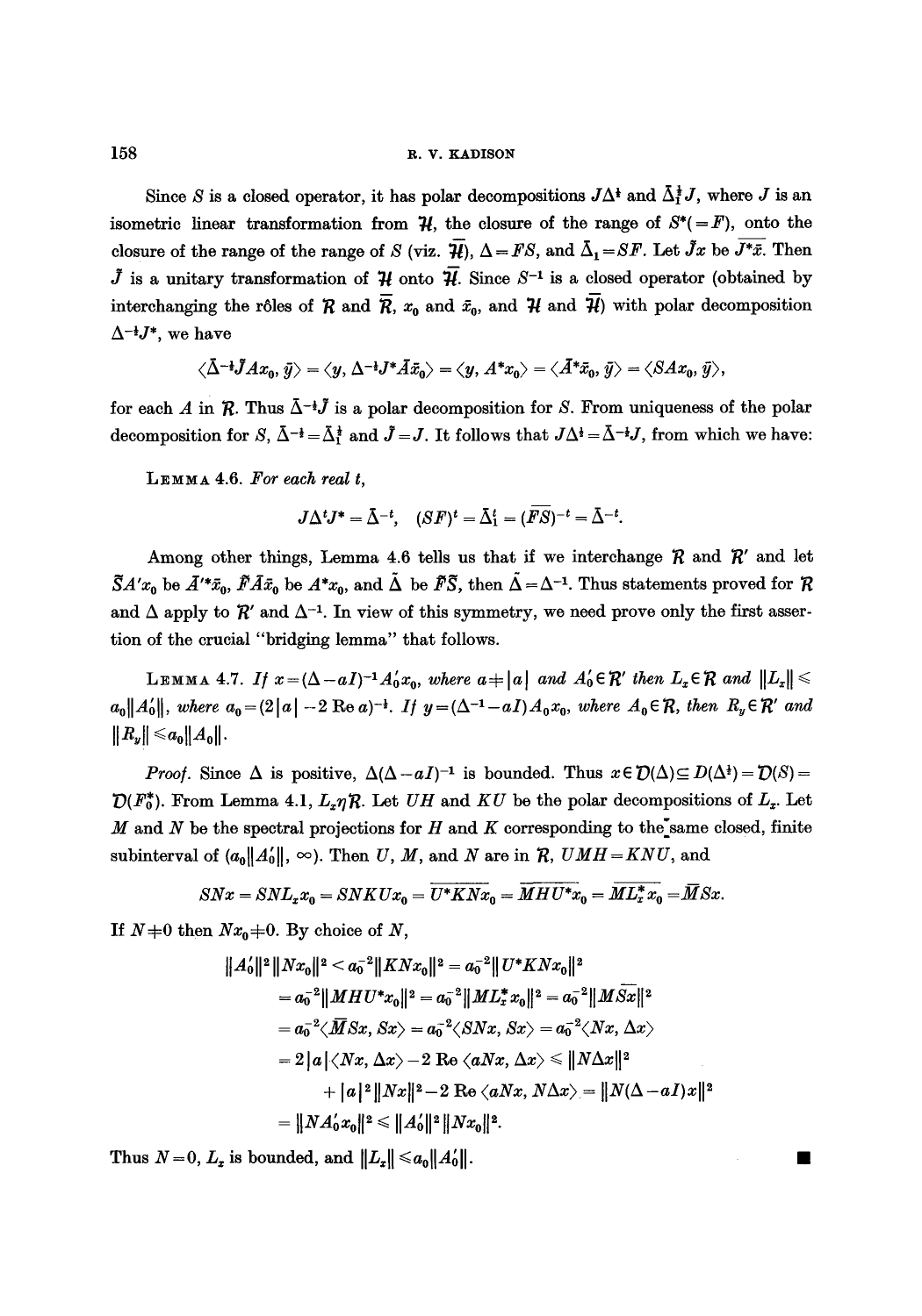Since $S$ is a closed operator, it has polar decompositions $J\Delta^{\frac{1}{2}}$ and $\bar{\Delta}_1^{\frac{1}{2}}J$, where $J$ is an isometric linear transformation from $\mathcal{H}$, the closure of the range of $S^*(=F)$, onto the closure of the range of the range of $S$ (viz. $\overline{\mathcal{H}}$), $\Delta = FS$, and $\bar{\Delta}_1 = SF$. Let $\bar{J}x$ be $\overline{J^*\bar{x}}$. Then $\bar{J}$ is a unitary transformation of $\mathcal{H}$ onto $\overline{\mathcal{H}}$. Since $S^{-1}$ is a closed operator (obtained by interchanging the rôles of $\mathcal{R}$ and $\overline{\mathcal{R}}$, $x_0$ and $\bar{x}_0$, and $\mathcal{H}$ and $\overline{\mathcal{H}}$) with polar decomposition $\Delta^{-\frac{1}{2}}J^*$, we have

$$\langle \bar{\Delta}^{-\frac{1}{2}}\bar{J}Ax_0, \bar{y}\rangle = \langle y, \Delta^{-\frac{1}{2}}J^*\bar{A}\bar{x}_0\rangle = \langle y, A^*x_0\rangle = \langle \bar{A}^*\bar{x}_0, \bar{y}\rangle = \langle SAx_0, \bar{y}\rangle,$$

for each $A$ in $\mathcal{R}$. Thus $\bar{\Delta}^{-\frac{1}{2}}\bar{J}$ is a polar decomposition for $S$. From uniqueness of the polar decomposition for $S$, $\bar{\Delta}^{-\frac{1}{2}} = \bar{\Delta}_1^{\frac{1}{2}}$ and $\bar{J} = J$. It follows that $J\Delta^{\frac{1}{2}} = \bar{\Delta}^{-\frac{1}{2}}J$, from which we have:

**Lemma 4.6.** *For each real $t$,*

$$J\Delta^t J^* = \bar{\Delta}^{-t}, \quad (SF)^t = \bar{\Delta}_1^t = (\overline{FS})^{-t} = \bar{\Delta}^{-t}.$$

Among other things, Lemma 4.6 tells us that if we interchange $\mathcal{R}$ and $\mathcal{R}'$ and let $\tilde{S}A'x_0$ be $\bar{A}'^*\bar{x}_0$, $\tilde{F}\bar{A}\bar{x}_0$ be $A^*x_0$, and $\tilde{\Delta}$ be $\tilde{F}\tilde{S}$, then $\tilde{\Delta} = \Delta^{-1}$. Thus statements proved for $\mathcal{R}$ and $\Delta$ apply to $\mathcal{R}'$ and $\Delta^{-1}$. In view of this symmetry, we need prove only the first assertion of the crucial "bridging lemma" that follows.

**Lemma 4.7.** *If $x = (\Delta - aI)^{-1}A_0'x_0$, where $a \neq |a|$ and $A_0' \in \mathcal{R}'$ then $L_x \in \mathcal{R}$ and $\|L_x\| \leqslant a_0\|A_0'\|$, where $a_0 = (2|a| - 2\,\mathrm{Re}\,a)^{-\frac{1}{2}}$. If $y = (\Delta^{-1} - aI)A_0x_0$, where $A_0 \in \mathcal{R}$, then $R_y \in \mathcal{R}'$ and $\|R_y\| \leqslant a_0\|A_0\|$.*

*Proof.* Since $\Delta$ is positive, $\Delta(\Delta - aI)^{-1}$ is bounded. Thus $x \in \mathcal{D}(\Delta) \subseteq D(\Delta^{\frac{1}{2}}) = \mathcal{D}(S) = \mathcal{D}(F_0^*)$. From Lemma 4.1, $L_x \eta \mathcal{R}$. Let $UH$ and $KU$ be the polar decompositions of $L_x$. Let $M$ and $N$ be the spectral projections for $H$ and $K$ corresponding to the same closed, finite subinterval of $(a_0\|A_0'\|, \infty)$. Then $U$, $M$, and $N$ are in $\mathcal{R}$, $UMH = KNU$, and

$$SNx = SNL_xx_0 = SNKUx_0 = \overline{U^*KNx_0} = \overline{MHU^*x_0} = \overline{ML_x^*x_0} = \bar{M}Sx.$$

If $N \neq 0$ then $Nx_0 \neq 0$. By choice of $N$,

$$\begin{aligned}
\|A_0'\|^2\|Nx_0\|^2 &< a_0^{-2}\|KNx_0\|^2 = a_0^{-2}\|U^*KNx_0\|^2 \\
&= a_0^{-2}\|MHU^*x_0\|^2 = a_0^{-2}\|ML_x^*x_0\|^2 = a_0^{-2}\|\bar{M}\overline{Sx}\|^2 \\
&= a_0^{-2}\langle \bar{M}Sx, Sx\rangle = a_0^{-2}\langle SNx, Sx\rangle = a_0^{-2}\langle Nx, \Delta x\rangle \\
&= 2|a|\langle Nx, \Delta x\rangle - 2\,\mathrm{Re}\,\langle aNx, \Delta x\rangle \leqslant \|N\Delta x\|^2 \\
&\quad + |a|^2\|Nx\|^2 - 2\,\mathrm{Re}\,\langle aNx, N\Delta x\rangle = \|N(\Delta - aI)x\|^2 \\
&= \|NA_0'x_0\|^2 \leqslant \|A_0'\|^2\|Nx_0\|^2.
\end{aligned}$$

Thus $N = 0$, $L_x$ is bounded, and $\|L_x\| \leqslant a_0\|A_0'\|$. ∎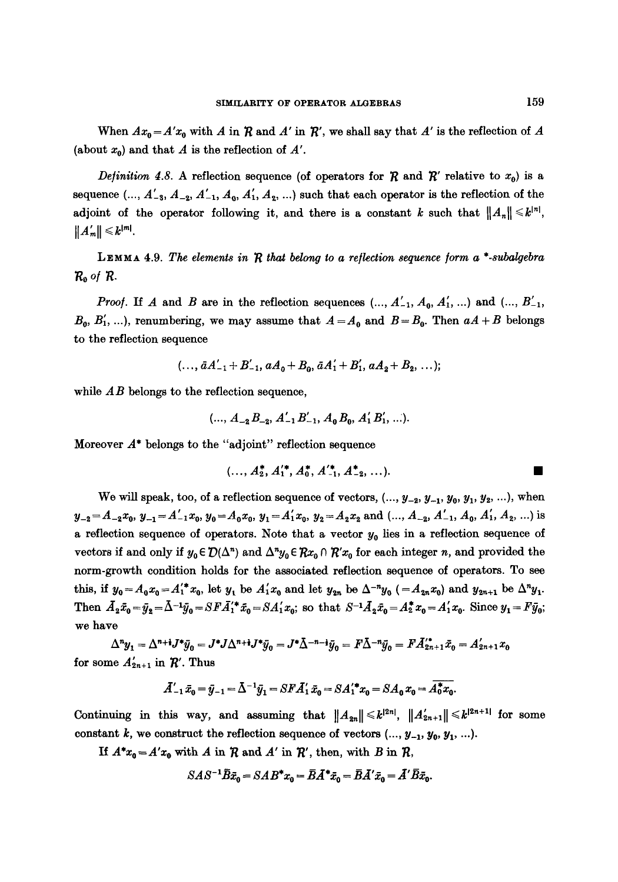When $Ax_0 = A'x_0$ with $A$ in $\mathcal{R}$ and $A'$ in $\mathcal{R}'$, we shall say that $A'$ is the reflection of $A$ (about $x_0$) and that $A$ is the reflection of $A'$.

*Definition 4.8.* A reflection sequence (of operators for $\mathcal{R}$ and $\mathcal{R}'$ relative to $x_0$) is a sequence $(\ldots, A'_{-3}, A_{-2}, A'_{-1}, A_0, A'_1, A_2, \ldots)$ such that each operator is the reflection of the adjoint of the operator following it, and there is a constant $k$ such that $\|A_n\| \leqslant k^{|n|}$, $\|A'_m\| \leqslant k^{|m|}$.

LEMMA 4.9. *The elements in $\mathcal{R}$ that belong to a reflection sequence form a \*-subalgebra $\mathcal{R}_0$ of $\mathcal{R}$.*

*Proof.* If $A$ and $B$ are in the reflection sequences $(\ldots, A'_{-1}, A_0, A'_1, \ldots)$ and $(\ldots, B'_{-1}, B_0, B'_1, \ldots)$, renumbering, we may assume that $A = A_0$ and $B = B_0$. Then $aA + B$ belongs to the reflection sequence

$$(\ldots, \bar{a}A'_{-1} + B'_{-1}, aA_0 + B_0, \bar{a}A'_1 + B'_1, aA_2 + B_2, \ldots);$$

while $AB$ belongs to the reflection sequence,

$$(\ldots, A_{-2}B_{-2}, A'_{-1}B'_{-1}, A_0 B_0, A'_1 B'_1, \ldots).$$

Moreover $A^*$ belongs to the "adjoint" reflection sequence

$$(\ldots, A_2^*, A_1'^*, A_0^*, A_{-1}'^*, A_{-2}^*, \ldots). \qquad \blacksquare$$

We will speak, too, of a reflection sequence of vectors, $(\ldots, y_{-2}, y_{-1}, y_0, y_1, y_2, \ldots)$, when $y_{-2} = A_{-2}x_0$, $y_{-1} = A'_{-1}x_0$, $y_0 = A_0 x_0$, $y_1 = A'_1 x_0$, $y_2 = A_2 x_2$ and $(\ldots, A_{-2}, A'_{-1}, A_0, A'_1, A_2, \ldots)$ is a reflection sequence of operators. Note that a vector $y_0$ lies in a reflection sequence of vectors if and only if $y_0 \in \mathcal{D}(\Delta^n)$ and $\Delta^n y_0 \in \mathcal{R}x_0 \cap \mathcal{R}'x_0$ for each integer $n$, and provided the norm-growth condition holds for the associated reflection sequence of operators. To see this, if $y_0 = A_0 x_0 = A_1'^* x_0$, let $y_1$ be $A'_1 x_0$ and let $y_{2n}$ be $\Delta^{-n} y_0$ $(= A_{2n} x_0)$ and $y_{2n+1}$ be $\Delta^n y_1$. Then $\bar{A}_2 \bar{x}_0 = \bar{y}_2 = \bar{\Delta}^{-1} \bar{y}_0 = SF\bar{A}_1'^* \bar{x}_0 = SA'_1 x_0$; so that $S^{-1}\bar{A}_2 \bar{x}_0 = A_2^* x_0 = A'_1 x_0$. Since $y_1 = F\bar{y}_0$; we have

$$\Delta^n y_1 = \Delta^{n+\frac{1}{2}} J^* \bar{y}_0 = J^* J \Delta^{n+\frac{1}{2}} J^* \bar{y}_0 = J^* \bar{\Delta}^{-n-\frac{1}{2}} \bar{y}_0 = F\bar{\Delta}^{-n} \bar{y}_0 = F\bar{A}_{2n+1}'^* \bar{x}_0 = A'_{2n+1} x_0$$

for some $A'_{2n+1}$ in $\mathcal{R}'$. Thus

$$\bar{A}'_{-1} \bar{x}_0 = \bar{y}_{-1} = \bar{\Delta}^{-1} \bar{y}_1 = SF\bar{A}'_1 \bar{x}_0 = SA_1'^* x_0 = SA_0 x_0 = \overline{A_0^* x_0}.$$

Continuing in this way, and assuming that $\|A_{2n}\| \leqslant k^{|2n|}$, $\|A'_{2n+1}\| \leqslant k^{|2n+1|}$ for some constant $k$, we construct the reflection sequence of vectors $(\ldots, y_{-1}, y_0, y_1, \ldots)$.

If $A^* x_0 = A' x_0$ with $A$ in $\mathcal{R}$ and $A'$ in $\mathcal{R}'$, then, with $B$ in $\mathcal{R}$,

$$SAS^{-1}\bar{B}\bar{x}_0 = SAB^* x_0 = \bar{B}\bar{A}^* \bar{x}_0 = \bar{B}\bar{A}' \bar{x}_0 = \bar{A}' \bar{B} \bar{x}_0.$$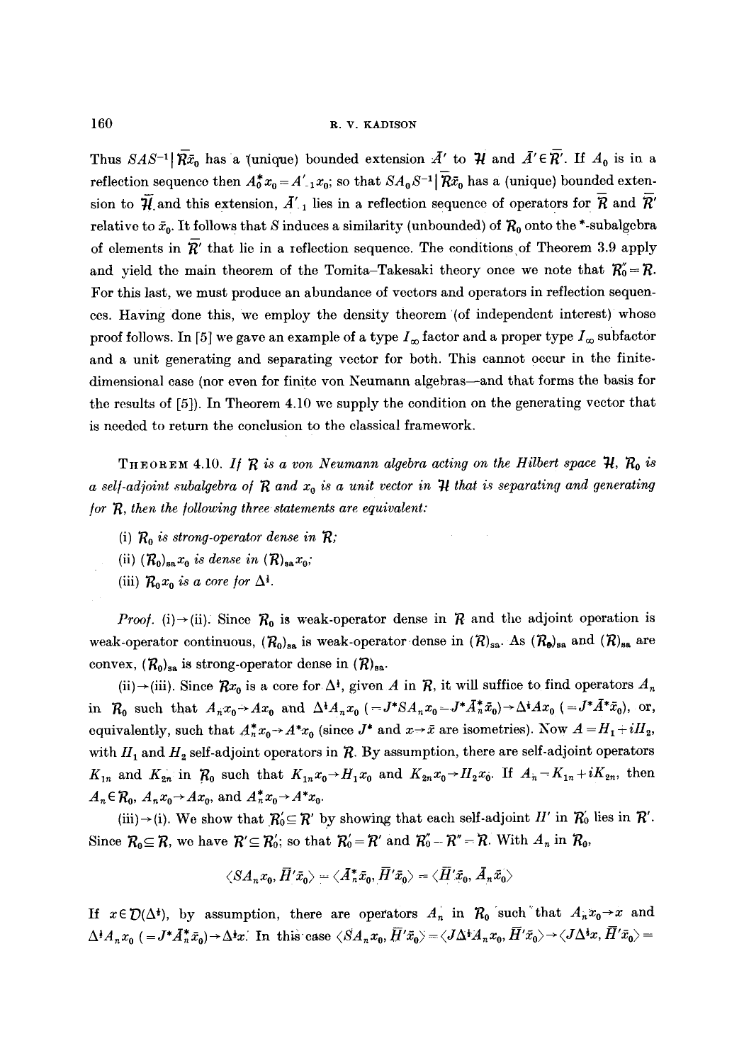Thus $SAS^{-1}|\bar{\mathcal{R}}\bar{x}_0$ has a (unique) bounded extension $\bar{A}'$ to $\mathcal{H}$ and $\bar{A}' \in \bar{\mathcal{R}}'$. If $A_0$ is in a reflection sequence then $A_0^* x_0 = A'_{-1} x_0$; so that $SA_0S^{-1}|\bar{\mathcal{R}}\bar{x}_0$ has a (unique) bounded extension to $\bar{\mathcal{H}}$ and this extension, $\bar{A}'_{-1}$ lies in a reflection sequence of operators for $\bar{\mathcal{R}}$ and $\bar{\mathcal{R}}'$ relative to $\bar{x}_0$. It follows that $S$ induces a similarity (unbounded) of $\mathcal{R}_0$ onto the *-subalgebra of elements in $\bar{\mathcal{R}}'$ that lie in a reflection sequence. The conditions of Theorem 3.9 apply and yield the main theorem of the Tomita–Takesaki theory once we note that $\mathcal{R}_0'' = \mathcal{R}$. For this last, we must produce an abundance of vectors and operators in reflection sequences. Having done this, we employ the density theorem (of independent interest) whose proof follows. In [5] we gave an example of a type $I_\infty$ factor and a proper type $I_\infty$ subfactor and a unit generating and separating vector for both. This cannot occur in the finite-dimensional case (nor even for finite von Neumann algebras—and that forms the basis for the results of [5]). In Theorem 4.10 we supply the condition on the generating vector that is needed to return the conclusion to the classical framework.

THEOREM 4.10. *If $\mathcal{R}$ is a von Neumann algebra acting on the Hilbert space $\mathcal{H}$, $\mathcal{R}_0$ is a self-adjoint subalgebra of $\mathcal{R}$ and $x_0$ is a unit vector in $\mathcal{H}$ that is separating and generating for $\mathcal{R}$, then the following three statements are equivalent:*

(i) *$\mathcal{R}_0$ is strong-operator dense in $\mathcal{R}$;*

(ii) *$(\mathcal{R}_0)_{sa} x_0$ is dense in $(\mathcal{R})_{sa} x_0$;*

(iii) *$\mathcal{R}_0 x_0$ is a core for $\Delta^{\frac{1}{2}}$.*

*Proof.* (i)→(ii). Since $\mathcal{R}_0$ is weak-operator dense in $\mathcal{R}$ and the adjoint operation is weak-operator continuous, $(\mathcal{R}_0)_{sa}$ is weak-operator dense in $(\mathcal{R})_{sa}$. As $(\mathcal{R}_0)_{sa}$ and $(\mathcal{R})_{sa}$ are convex, $(\mathcal{R}_0)_{sa}$ is strong-operator dense in $(\mathcal{R})_{sa}$.

(ii)→(iii). Since $\mathcal{R}x_0$ is a core for $\Delta^{\frac{1}{2}}$, given $A$ in $\mathcal{R}$, it will suffice to find operators $A_n$ in $\mathcal{R}_0$ such that $A_n x_0 \to A x_0$ and $\Delta^{\frac{1}{2}} A_n x_0$ $(= J^* S A_n x_0 = J^* \bar{A}_n^* \bar{x}_0) \to \Delta^{\frac{1}{2}} A x_0$ $(= J^* \bar{A}^* \bar{x}_0)$, or, equivalently, such that $A_n^* x_0 \to A^* x_0$ (since $J^*$ and $x \to \bar{x}$ are isometries). Now $A = H_1 + iH_2$, with $H_1$ and $H_2$ self-adjoint operators in $\mathcal{R}$. By assumption, there are self-adjoint operators $K_{1n}$ and $K_{2n}$ in $\mathcal{R}_0$ such that $K_{1n} x_0 \to H_1 x_0$ and $K_{2n} x_0 \to H_2 x_0$. If $A_n = K_{1n} + iK_{2n}$, then $A_n \in \mathcal{R}_0$, $A_n x_0 \to A x_0$, and $A_n^* x_0 \to A^* x_0$.

(iii)→(i). We show that $\mathcal{R}_0' \subseteq \mathcal{R}'$ by showing that each self-adjoint $H'$ in $\mathcal{R}_0'$ lies in $\mathcal{R}'$. Since $\mathcal{R}_0 \subseteq \mathcal{R}$, we have $\mathcal{R}' \subseteq \mathcal{R}_0'$; so that $\mathcal{R}_0' = \mathcal{R}'$ and $\mathcal{R}_0'' = \mathcal{R}'' = \mathcal{R}$. With $A_n$ in $\mathcal{R}_0$,

$$\langle SA_n x_0, \bar{H}'\bar{x}_0 \rangle = \langle \bar{A}_n^* \bar{x}_0, \bar{H}'\bar{x}_0 \rangle = \langle \bar{H}'\bar{x}_0, \bar{A}_n \bar{x}_0 \rangle$$

If $x \in \mathcal{D}(\Delta^{\frac{1}{2}})$, by assumption, there are operators $A_n$ in $\mathcal{R}_0$ such that $A_n x_0 \to x$ and $\Delta^{\frac{1}{2}} A_n x_0$ $(= J^* \bar{A}_n^* \bar{x}_0) \to \Delta^{\frac{1}{2}} x$. In this case $\langle SA_n x_0, \bar{H}'\bar{x}_0 \rangle = \langle J\Delta^{\frac{1}{2}} A_n x_0, \bar{H}'\bar{x}_0 \rangle \to \langle J\Delta^{\frac{1}{2}} x, \bar{H}'\bar{x}_0 \rangle =$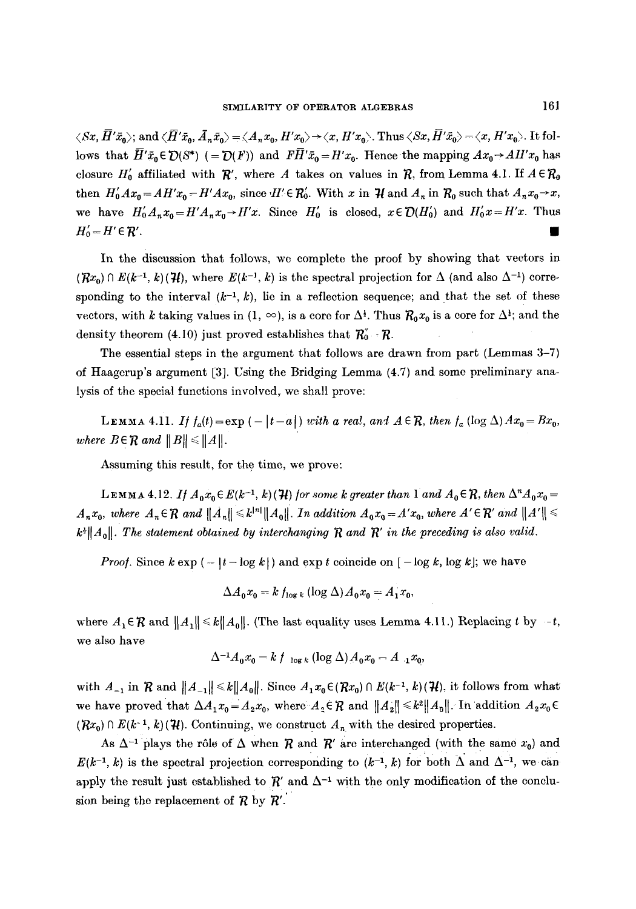$\langle Sx, \bar{H}'\bar{x}_0\rangle$; and $\langle \bar{H}'\bar{x}_0, \bar{A}_n\bar{x}_0\rangle = \langle A_n x_0, H'x_0\rangle \to \langle x, H'x_0\rangle$. Thus $\langle Sx, \bar{H}'\bar{x}_0\rangle = \langle x, H'x_0\rangle$. It follows that $\bar{H}'\bar{x}_0 \in \mathcal{D}(S^*)$ $(=\mathcal{D}(F))$ and $F\bar{H}'\bar{x}_0 = H'x_0$. Hence the mapping $Ax_0 \to AH'x_0$ has closure $H_0'$ affiliated with $\mathcal{R}'$, where $A$ takes on values in $\mathcal{R}$, from Lemma 4.1. If $A \in \mathcal{R}_0$ then $H_0'Ax_0 = AH'x_0 = H'Ax_0$, since $H' \in \mathcal{R}_0'$. With $x$ in $\mathcal{H}$ and $A_n$ in $\mathcal{R}_0$ such that $A_nx_0 \to x$, we have $H_0'A_nx_0 = H'A_nx_0 \to H'x$. Since $H_0'$ is closed, $x \in \mathcal{D}(H_0')$ and $H_0'x = H'x$. Thus $H_0' = H' \in \mathcal{R}'$. ∎

In the discussion that follows, we complete the proof by showing that vectors in $(\mathcal{R}x_0) \cap E(k^{-1}, k)(\mathcal{H})$, where $E(k^{-1}, k)$ is the spectral projection for $\Delta$ (and also $\Delta^{-1}$) corresponding to the interval $(k^{-1}, k)$, lie in a reflection sequence; and that the set of these vectors, with $k$ taking values in $(1, \infty)$, is a core for $\Delta^{\frac{1}{2}}$. Thus $\mathcal{R}_0 x_0$ is a core for $\Delta^{\frac{1}{2}}$; and the density theorem (4.10) just proved establishes that $\mathcal{R}_0'' = \mathcal{R}$.

The essential steps in the argument that follows are drawn from part (Lemmas 3–7) of Haagerup's argument [3]. Using the Bridging Lemma (4.7) and some preliminary analysis of the special functions involved, we shall prove:

**Lemma 4.11.** *If $f_a(t) = \exp(-|t-a|)$ with $a$ real, and $A \in \mathcal{R}$, then $f_a(\log \Delta)Ax_0 = Bx_0$, where $B \in \mathcal{R}$ and $\|B\| \leqslant \|A\|$.*

Assuming this result, for the time, we prove:

**Lemma 4.12.** *If $A_0x_0 \in E(k^{-1}, k)(\mathcal{H})$ for some $k$ greater than 1 and $A_0 \in \mathcal{R}$, then $\Delta^n A_0 x_0 = A_n x_0$, where $A_n \in \mathcal{R}$ and $\|A_n\| \leqslant k^{|n|}\|A_0\|$. In addition $A_0x_0 = A'x_0$, where $A' \in \mathcal{R}'$ and $\|A'\| \leqslant k^{\frac{1}{2}}\|A_0\|$. The statement obtained by interchanging $\mathcal{R}$ and $\mathcal{R}'$ in the preceding is also valid.*

*Proof.* Since $k \exp(-|t - \log k|)$ and $\exp t$ coincide on $[-\log k, \log k]$; we have

$$\Delta A_0 x_0 = k\, f_{\log k}(\log \Delta) A_0 x_0 = A_1 x_0,$$

where $A_1 \in \mathcal{R}$ and $\|A_1\| \leqslant k\|A_0\|$. (The last equality uses Lemma 4.11.) Replacing $t$ by $-t$, we also have

$$\Delta^{-1}A_0x_0 = k\, f_{-\log k}(\log \Delta)A_0x_0 = A_{-1}x_0,$$

with $A_{-1}$ in $\mathcal{R}$ and $\|A_{-1}\| \leqslant k\|A_0\|$. Since $A_1x_0 \in (\mathcal{R}x_0) \cap E(k^{-1}, k)(\mathcal{H})$, it follows from what we have proved that $\Delta A_1 x_0 = A_2 x_0$, where $A_2 \in \mathcal{R}$ and $\|A_2\| \leqslant k^2\|A_0\|$. In addition $A_2x_0 \in (\mathcal{R}x_0) \cap E(k^{-1}, k)(\mathcal{H})$. Continuing, we construct $A_n$ with the desired properties.

As $\Delta^{-1}$ plays the rôle of $\Delta$ when $\mathcal{R}$ and $\mathcal{R}'$ are interchanged (with the same $x_0$) and $E(k^{-1}, k)$ is the spectral projection corresponding to $(k^{-1}, k)$ for both $\Delta$ and $\Delta^{-1}$, we can apply the result just established to $\mathcal{R}'$ and $\Delta^{-1}$ with the only modification of the conclusion being the replacement of $\mathcal{R}$ by $\mathcal{R}'$.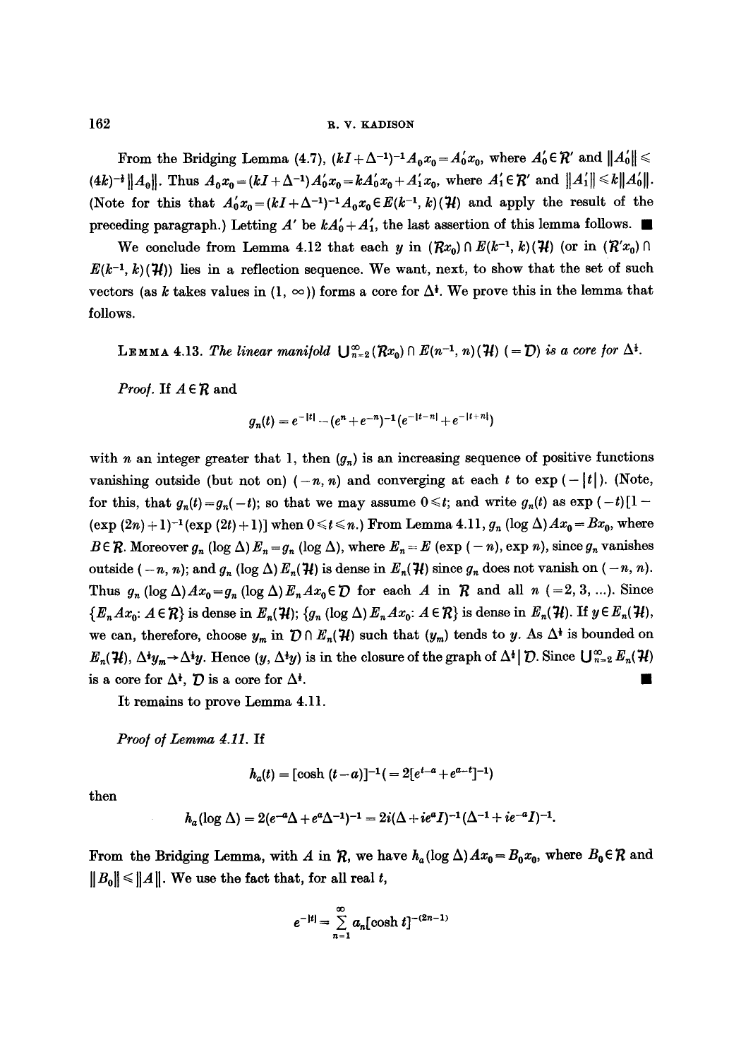From the Bridging Lemma (4.7), $(kI+\Delta^{-1})^{-1}A_0x_0 = A_0'x_0$, where $A_0' \in \mathcal{R}'$ and $\|A_0'\| \leqslant (4k)^{-\frac{1}{2}}\|A_0\|$. Thus $A_0x_0 = (kI+\Delta^{-1})A_0'x_0 = kA_0'x_0 + A_1'x_0$, where $A_1' \in \mathcal{R}'$ and $\|A_1'\| \leqslant k\|A_0'\|$. (Note for this that $A_0'x_0 = (kI+\Delta^{-1})^{-1}A_0x_0 \in E(k^{-1}, k)(\mathcal{H})$ and apply the result of the preceding paragraph.) Letting $A'$ be $kA_0' + A_1'$, the last assertion of this lemma follows. ∎

We conclude from Lemma 4.12 that each $y$ in $(\mathcal{R}x_0) \cap E(k^{-1}, k)(\mathcal{H})$ (or in $(\mathcal{R}'x_0) \cap E(k^{-1}, k)(\mathcal{H})$) lies in a reflection sequence. We want, next, to show that the set of such vectors (as $k$ takes values in $(1, \infty)$) forms a core for $\Delta^{\frac{1}{2}}$. We prove this in the lemma that follows.

LEMMA 4.13. *The linear manifold* $\bigcup_{n=2}^{\infty}(\mathcal{R}x_0) \cap E(n^{-1}, n)(\mathcal{H})$ $(=\mathcal{D})$ *is a core for* $\Delta^{\frac{1}{2}}$.

*Proof.* If $A \in \mathcal{R}$ and

$$g_n(t) = e^{-|t|} - (e^n + e^{-n})^{-1}(e^{-|t-n|} + e^{-|t+n|})$$

with $n$ an integer greater that 1, then $(g_n)$ is an increasing sequence of positive functions vanishing outside (but not on) $(-n, n)$ and converging at each $t$ to $\exp(-|t|)$. (Note, for this, that $g_n(t) = g_n(-t)$; so that we may assume $0 \leqslant t$; and write $g_n(t)$ as $\exp(-t)[1 - (\exp(2n)+1)^{-1}(\exp(2t)+1)]$ when $0 \leqslant t \leqslant n$.) From Lemma 4.11, $g_n(\log \Delta)Ax_0 = Bx_0$, where $B \in \mathcal{R}$. Moreover $g_n(\log \Delta)E_n = g_n(\log \Delta)$, where $E_n = E(\exp(-n), \exp n)$, since $g_n$ vanishes outside $(-n, n)$; and $g_n(\log \Delta)E_n(\mathcal{H})$ is dense in $E_n(\mathcal{H})$ since $g_n$ does not vanish on $(-n, n)$. Thus $g_n(\log \Delta)Ax_0 = g_n(\log \Delta)E_nAx_0 \in \mathcal{D}$ for each $A$ in $\mathcal{R}$ and all $n$ $(=2, 3, \ldots)$. Since $\{E_nAx_0 : A \in \mathcal{R}\}$ is dense in $E_n(\mathcal{H})$; $\{g_n(\log \Delta)E_nAx_0 : A \in \mathcal{R}\}$ is dense in $E_n(\mathcal{H})$. If $y \in E_n(\mathcal{H})$, we can, therefore, choose $y_m$ in $\mathcal{D} \cap E_n(\mathcal{H})$ such that $(y_m)$ tends to $y$. As $\Delta^{\frac{1}{2}}$ is bounded on $E_n(\mathcal{H})$, $\Delta^{\frac{1}{2}}y_m \to \Delta^{\frac{1}{2}}y$. Hence $(y, \Delta^{\frac{1}{2}}y)$ is in the closure of the graph of $\Delta^{\frac{1}{2}} | \mathcal{D}$. Since $\bigcup_{n=2}^{\infty}E_n(\mathcal{H})$ is a core for $\Delta^{\frac{1}{2}}$, $\mathcal{D}$ is a core for $\Delta^{\frac{1}{2}}$. ∎

It remains to prove Lemma 4.11.

*Proof of Lemma 4.11.* If

$$h_a(t) = [\cosh(t-a)]^{-1} (= 2[e^{t-a} + e^{a-t}]^{-1})$$

then

$$h_a(\log \Delta) = 2(e^{-a}\Delta + e^a\Delta^{-1})^{-1} = 2i(\Delta + ie^aI)^{-1}(\Delta^{-1} + ie^{-a}I)^{-1}.$$

From the Bridging Lemma, with $A$ in $\mathcal{R}$, we have $h_a(\log \Delta)Ax_0 = B_0x_0$, where $B_0 \in \mathcal{R}$ and $\|B_0\| \leqslant \|A\|$. We use the fact that, for all real $t$,

$$e^{-|t|} = \sum_{n=1}^{\infty} a_n[\cosh t]^{-(2n-1)}$$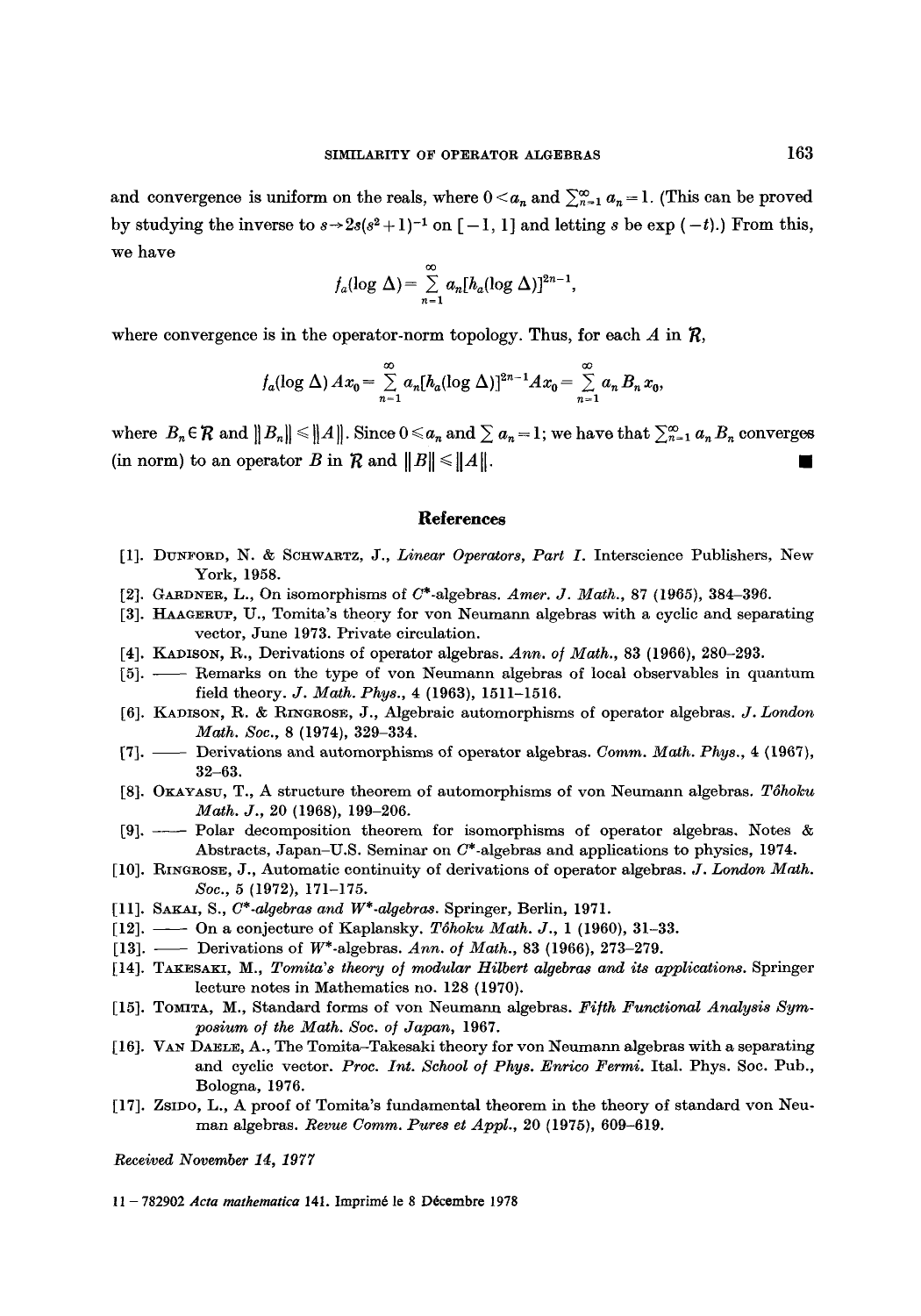and convergence is uniform on the reals, where $0 < a_n$ and $\sum_{n=1}^{\infty} a_n = 1$. (This can be proved by studying the inverse to $s \to 2s(s^2+1)^{-1}$ on $[-1, 1]$ and letting $s$ be $\exp(-t)$.) From this, we have

$$f_a(\log \Delta) = \sum_{n=1}^{\infty} a_n [h_a(\log \Delta)]^{2n-1},$$

where convergence is in the operator-norm topology. Thus, for each $A$ in $\mathcal{R}$,

$$f_a(\log \Delta) A x_0 = \sum_{n=1}^{\infty} a_n [h_a(\log \Delta)]^{2n-1} A x_0 = \sum_{n=1}^{\infty} a_n B_n x_0,$$

where $B_n \in \mathcal{R}$ and $\|B_n\| \leqslant \|A\|$. Since $0 \leqslant a_n$ and $\sum a_n = 1$; we have that $\sum_{n=1}^{\infty} a_n B_n$ converges (in norm) to an operator $B$ in $\mathcal{R}$ and $\|B\| \leqslant \|A\|$. ∎

## References

[1]. Dunford, N. & Schwartz, J., *Linear Operators, Part I.* Interscience Publishers, New York, 1958.

[2]. Gardner, L., On isomorphisms of $C^*$-algebras. *Amer. J. Math.*, 87 (1965), 384–396.

[3]. Haagerup, U., Tomita's theory for von Neumann algebras with a cyclic and separating vector, June 1973. Private circulation.

[4]. Kadison, R., Derivations of operator algebras. *Ann. of Math.*, 83 (1966), 280–293.

[5]. —— Remarks on the type of von Neumann algebras of local observables in quantum field theory. *J. Math. Phys.*, 4 (1963), 1511–1516.

[6]. Kadison, R. & Ringrose, J., Algebraic automorphisms of operator algebras. *J. London Math. Soc.*, 8 (1974), 329–334.

[7]. —— Derivations and automorphisms of operator algebras. *Comm. Math. Phys.*, 4 (1967), 32–63.

[8]. Okayasu, T., A structure theorem of automorphisms of von Neumann algebras. *Tôhoku Math. J.*, 20 (1968), 199–206.

[9]. —— Polar decomposition theorem for isomorphisms of operator algebras. Notes & Abstracts, Japan–U.S. Seminar on $C^*$-algebras and applications to physics, 1974.

[10]. Ringrose, J., Automatic continuity of derivations of operator algebras. *J. London Math. Soc.*, 5 (1972), 171–175.

[11]. Sakai, S., *$C^*$-algebras and $W^*$-algebras.* Springer, Berlin, 1971.

[12]. —— On a conjecture of Kaplansky. *Tôhoku Math. J.*, 1 (1960), 31–33.

[13]. —— Derivations of $W^*$-algebras. *Ann. of Math.*, 83 (1966), 273–279.

[14]. Takesaki, M., *Tomita's theory of modular Hilbert algebras and its applications.* Springer lecture notes in Mathematics no. 128 (1970).

[15]. Tomita, M., Standard forms of von Neumann algebras. *Fifth Functional Analysis Symposium of the Math. Soc. of Japan*, 1967.

[16]. Van Daele, A., The Tomita–Takesaki theory for von Neumann algebras with a separating and cyclic vector. *Proc. Int. School of Phys. Enrico Fermi.* Ital. Phys. Soc. Pub., Bologna, 1976.

[17]. Zsido, L., A proof of Tomita's fundamental theorem in the theory of standard von Neuman algebras. *Revue Comm. Pures et Appl.*, 20 (1975), 609–619.

*Received November 14, 1977*